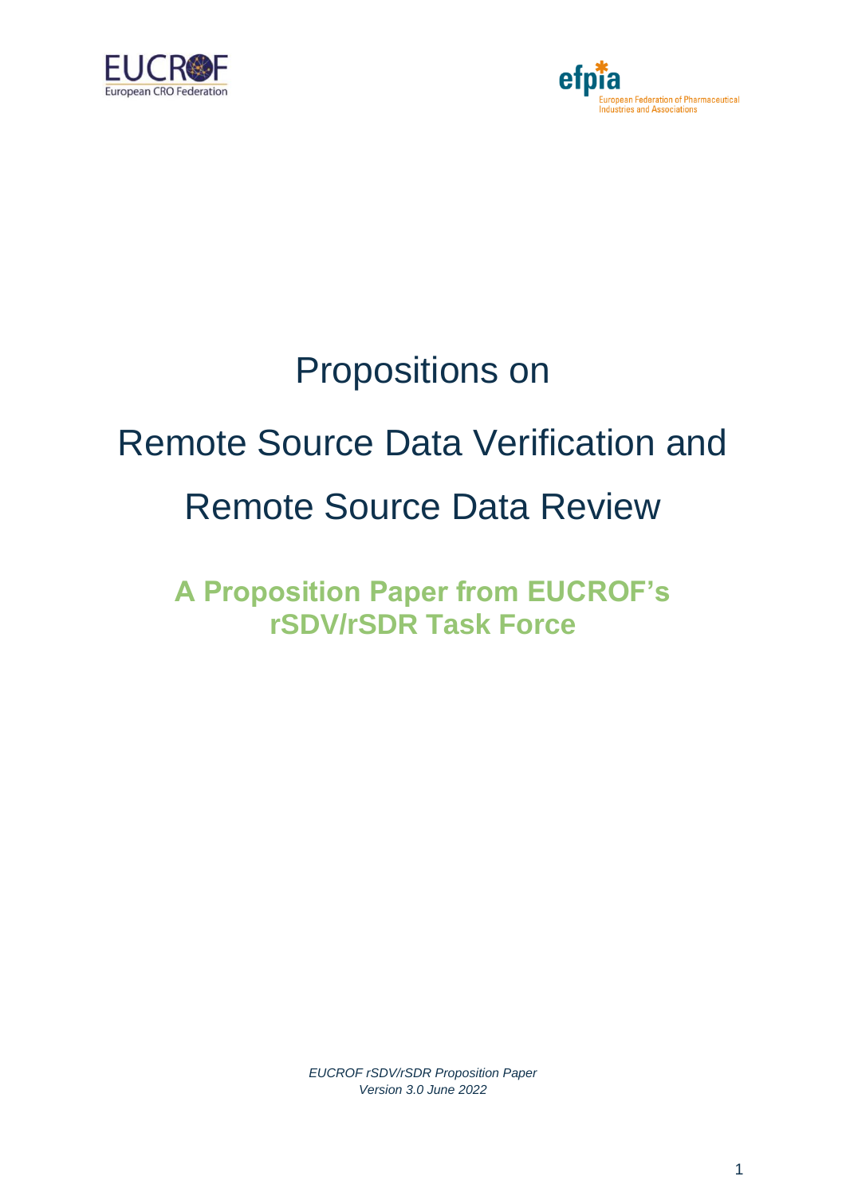# Propositions on Remote Source Data Verification and Remote Source Data Review

## A Proposition Paper from EUCROF's rSDV/rSDR Task Force

*EUCROF rSDV/rSDR Proposition Paper*
*Version 3.0 June 2022*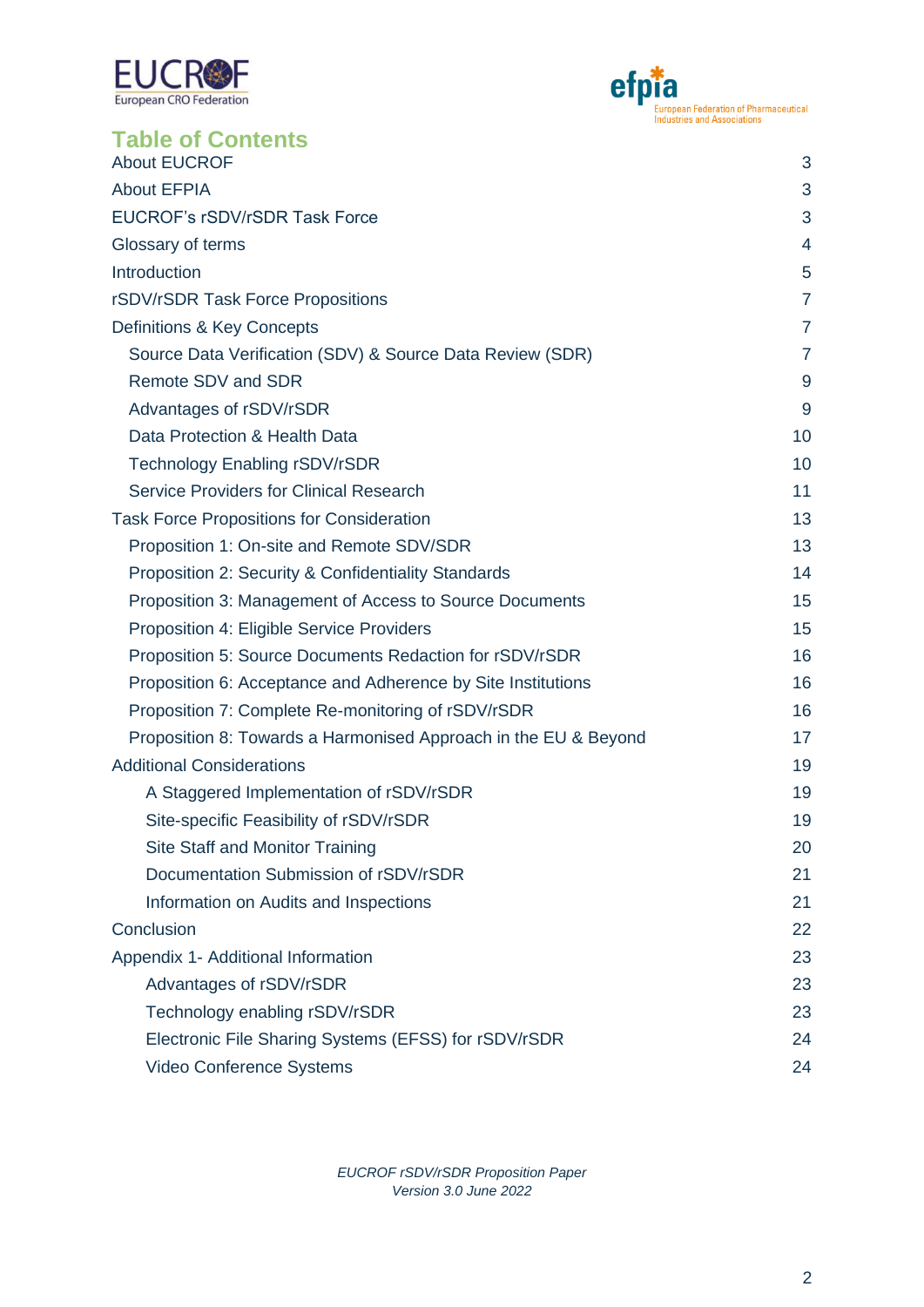## Table of Contents

| | |
|---|---|
| About EUCROF | 3 |
| About EFPIA | 3 |
| EUCROF's rSDV/rSDR Task Force | 3 |
| Glossary of terms | 4 |
| Introduction | 5 |
| rSDV/rSDR Task Force Propositions | 7 |
| Definitions & Key Concepts | 7 |
| Source Data Verification (SDV) & Source Data Review (SDR) | 7 |
| Remote SDV and SDR | 9 |
| Advantages of rSDV/rSDR | 9 |
| Data Protection & Health Data | 10 |
| Technology Enabling rSDV/rSDR | 10 |
| Service Providers for Clinical Research | 11 |
| Task Force Propositions for Consideration | 13 |
| Proposition 1: On-site and Remote SDV/SDR | 13 |
| Proposition 2: Security & Confidentiality Standards | 14 |
| Proposition 3: Management of Access to Source Documents | 15 |
| Proposition 4: Eligible Service Providers | 15 |
| Proposition 5: Source Documents Redaction for rSDV/rSDR | 16 |
| Proposition 6: Acceptance and Adherence by Site Institutions | 16 |
| Proposition 7: Complete Re-monitoring of rSDV/rSDR | 16 |
| Proposition 8: Towards a Harmonised Approach in the EU & Beyond | 17 |
| Additional Considerations | 19 |
| A Staggered Implementation of rSDV/rSDR | 19 |
| Site-specific Feasibility of rSDV/rSDR | 19 |
| Site Staff and Monitor Training | 20 |
| Documentation Submission of rSDV/rSDR | 21 |
| Information on Audits and Inspections | 21 |
| Conclusion | 22 |
| Appendix 1- Additional Information | 23 |
| Advantages of rSDV/rSDR | 23 |
| Technology enabling rSDV/rSDR | 23 |
| Electronic File Sharing Systems (EFSS) for rSDV/rSDR | 24 |
| Video Conference Systems | 24 |

*EUCROF rSDV/rSDR Proposition Paper*
*Version 3.0 June 2022*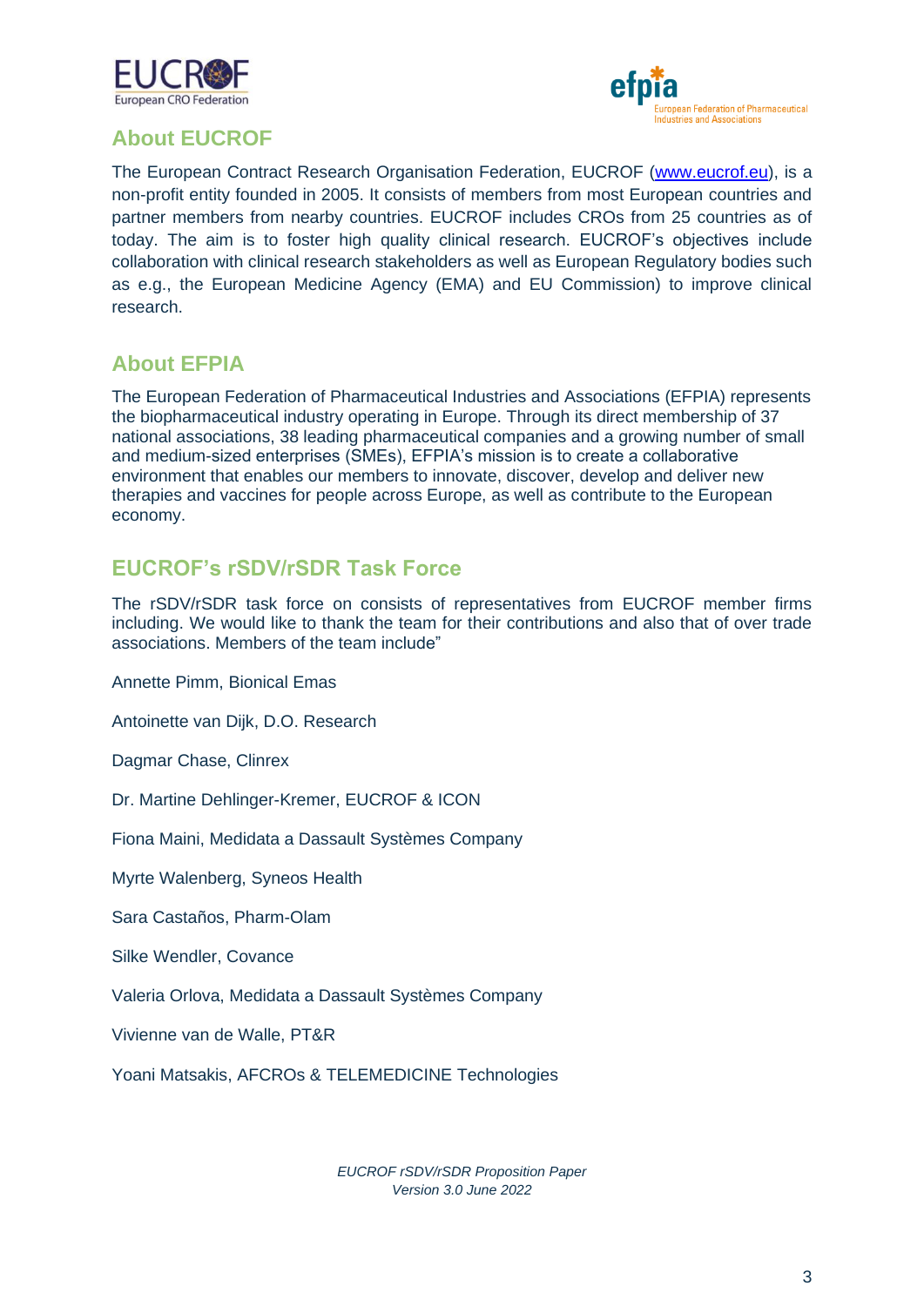## About EUCROF

The European Contract Research Organisation Federation, EUCROF ([www.eucrof.eu](http://www.eucrof.eu)), is a non-profit entity founded in 2005. It consists of members from most European countries and partner members from nearby countries. EUCROF includes CROs from 25 countries as of today. The aim is to foster high quality clinical research. EUCROF's objectives include collaboration with clinical research stakeholders as well as European Regulatory bodies such as e.g., the European Medicine Agency (EMA) and EU Commission) to improve clinical research.

## About EFPIA

The European Federation of Pharmaceutical Industries and Associations (EFPIA) represents the biopharmaceutical industry operating in Europe. Through its direct membership of 37 national associations, 38 leading pharmaceutical companies and a growing number of small and medium-sized enterprises (SMEs), EFPIA's mission is to create a collaborative environment that enables our members to innovate, discover, develop and deliver new therapies and vaccines for people across Europe, as well as contribute to the European economy.

## EUCROF's rSDV/rSDR Task Force

The rSDV/rSDR task force on consists of representatives from EUCROF member firms including. We would like to thank the team for their contributions and also that of over trade associations. Members of the team include"

Annette Pimm, Bionical Emas

Antoinette van Dijk, D.O. Research

Dagmar Chase, Clinrex

Dr. Martine Dehlinger-Kremer, EUCROF & ICON

Fiona Maini, Medidata a Dassault Systèmes Company

Myrte Walenberg, Syneos Health

Sara Castaños, Pharm-Olam

Silke Wendler, Covance

Valeria Orlova, Medidata a Dassault Systèmes Company

Vivienne van de Walle, PT&R

Yoani Matsakis, AFCROs & TELEMEDICINE Technologies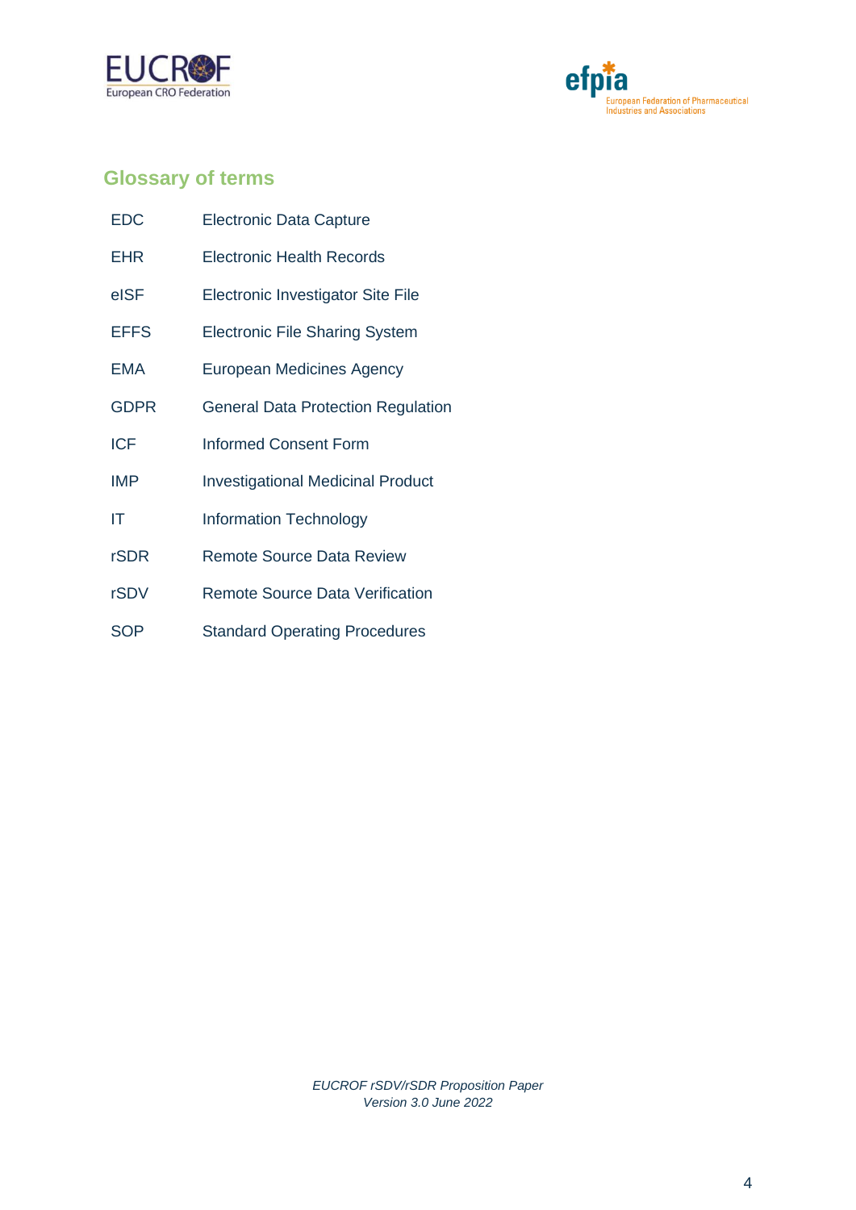## Glossary of terms

| | |
|---|---|
| EDC | Electronic Data Capture |
| EHR | Electronic Health Records |
| eISF | Electronic Investigator Site File |
| EFFS | Electronic File Sharing System |
| EMA | European Medicines Agency |
| GDPR | General Data Protection Regulation |
| ICF | Informed Consent Form |
| IMP | Investigational Medicinal Product |
| IT | Information Technology |
| rSDR | Remote Source Data Review |
| rSDV | Remote Source Data Verification |
| SOP | Standard Operating Procedures |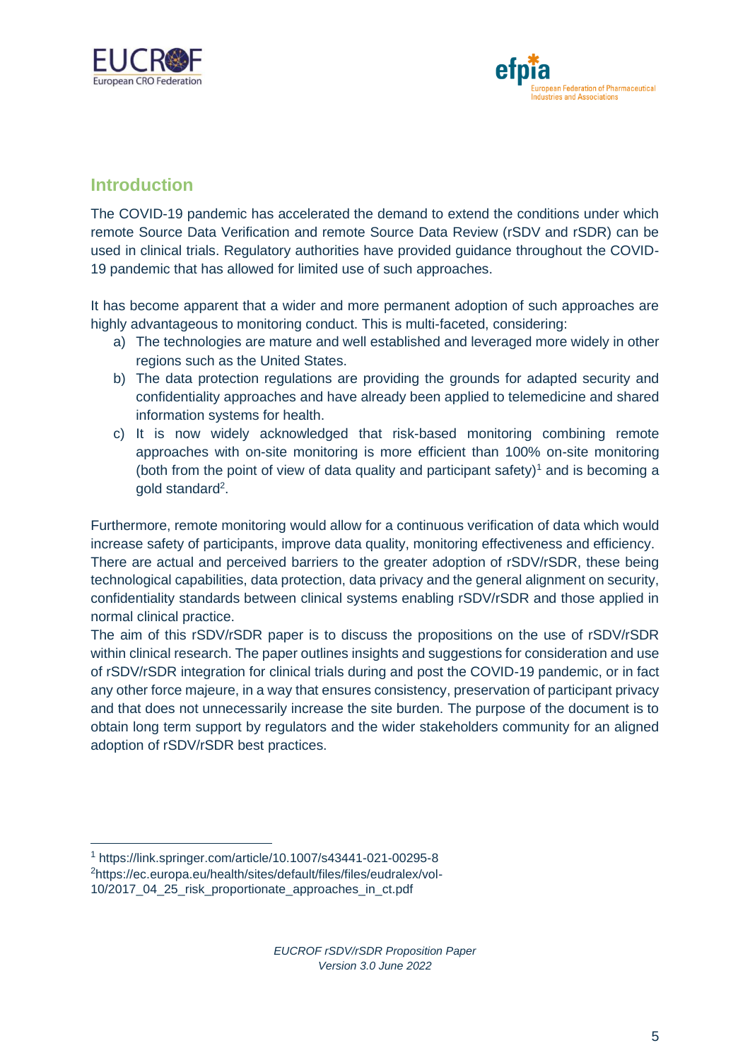## Introduction

The COVID-19 pandemic has accelerated the demand to extend the conditions under which remote Source Data Verification and remote Source Data Review (rSDV and rSDR) can be used in clinical trials. Regulatory authorities have provided guidance throughout the COVID-19 pandemic that has allowed for limited use of such approaches.

It has become apparent that a wider and more permanent adoption of such approaches are highly advantageous to monitoring conduct. This is multi-faceted, considering:

a) The technologies are mature and well established and leveraged more widely in other regions such as the United States.
b) The data protection regulations are providing the grounds for adapted security and confidentiality approaches and have already been applied to telemedicine and shared information systems for health.
c) It is now widely acknowledged that risk-based monitoring combining remote approaches with on-site monitoring is more efficient than 100% on-site monitoring (both from the point of view of data quality and participant safety)[1] and is becoming a gold standard[2].

Furthermore, remote monitoring would allow for a continuous verification of data which would increase safety of participants, improve data quality, monitoring effectiveness and efficiency. There are actual and perceived barriers to the greater adoption of rSDV/rSDR, these being technological capabilities, data protection, data privacy and the general alignment on security, confidentiality standards between clinical systems enabling rSDV/rSDR and those applied in normal clinical practice.

The aim of this rSDV/rSDR paper is to discuss the propositions on the use of rSDV/rSDR within clinical research. The paper outlines insights and suggestions for consideration and use of rSDV/rSDR integration for clinical trials during and post the COVID-19 pandemic, or in fact any other force majeure, in a way that ensures consistency, preservation of participant privacy and that does not unnecessarily increase the site burden. The purpose of the document is to obtain long term support by regulators and the wider stakeholders community for an aligned adoption of rSDV/rSDR best practices.

---

[1] https://link.springer.com/article/10.1007/s43441-021-00295-8

[2] https://ec.europa.eu/health/sites/default/files/files/eudralex/vol-10/2017_04_25_risk_proportionate_approaches_in_ct.pdf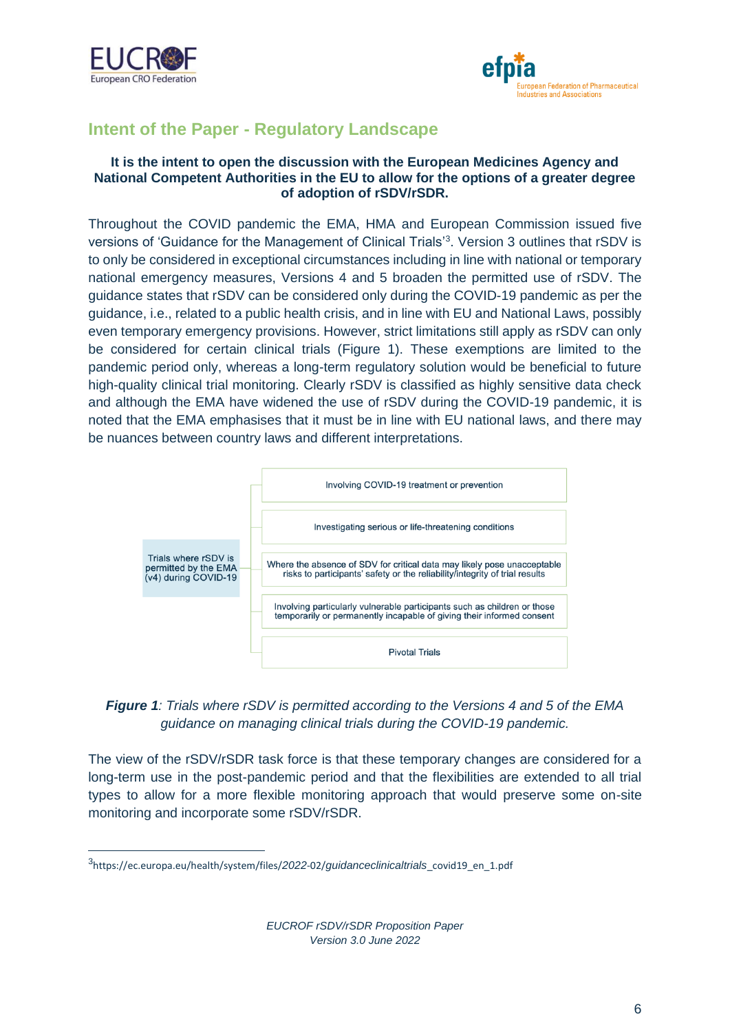## Intent of the Paper - Regulatory Landscape

**It is the intent to open the discussion with the European Medicines Agency and National Competent Authorities in the EU to allow for the options of a greater degree of adoption of rSDV/rSDR.**

Throughout the COVID pandemic the EMA, HMA and European Commission issued five versions of 'Guidance for the Management of Clinical Trials'[3]. Version 3 outlines that rSDV is to only be considered in exceptional circumstances including in line with national or temporary national emergency measures, Versions 4 and 5 broaden the permitted use of rSDV. The guidance states that rSDV can be considered only during the COVID-19 pandemic as per the guidance, i.e., related to a public health crisis, and in line with EU and National Laws, possibly even temporary emergency provisions. However, strict limitations still apply as rSDV can only be considered for certain clinical trials (Figure 1). These exemptions are limited to the pandemic period only, whereas a long-term regulatory solution would be beneficial to future high-quality clinical trial monitoring. Clearly rSDV is classified as highly sensitive data check and although the EMA have widened the use of rSDV during the COVID-19 pandemic, it is noted that the EMA emphasises that it must be in line with EU national laws, and there may be nuances between country laws and different interpretations.

Trials where rSDV is permitted by the EMA (v4) during COVID-19:

- Involving COVID-19 treatment or prevention
- Investigating serious or life-threatening conditions
- Where the absence of SDV for critical data may likely pose unacceptable risks to participants' safety or the reliability/integrity of trial results
- Involving particularly vulnerable participants such as children or those temporarily or permanently incapable of giving their informed consent
- Pivotal Trials

***Figure 1**: Trials where rSDV is permitted according to the Versions 4 and 5 of the EMA guidance on managing clinical trials during the COVID-19 pandemic.*

The view of the rSDV/rSDR task force is that these temporary changes are considered for a long-term use in the post-pandemic period and that the flexibilities are extended to all trial types to allow for a more flexible monitoring approach that would preserve some on-site monitoring and incorporate some rSDV/rSDR.

---

[3] https://ec.europa.eu/health/system/files/2022-02/guidanceclinicaltrials_covid19_en_1.pdf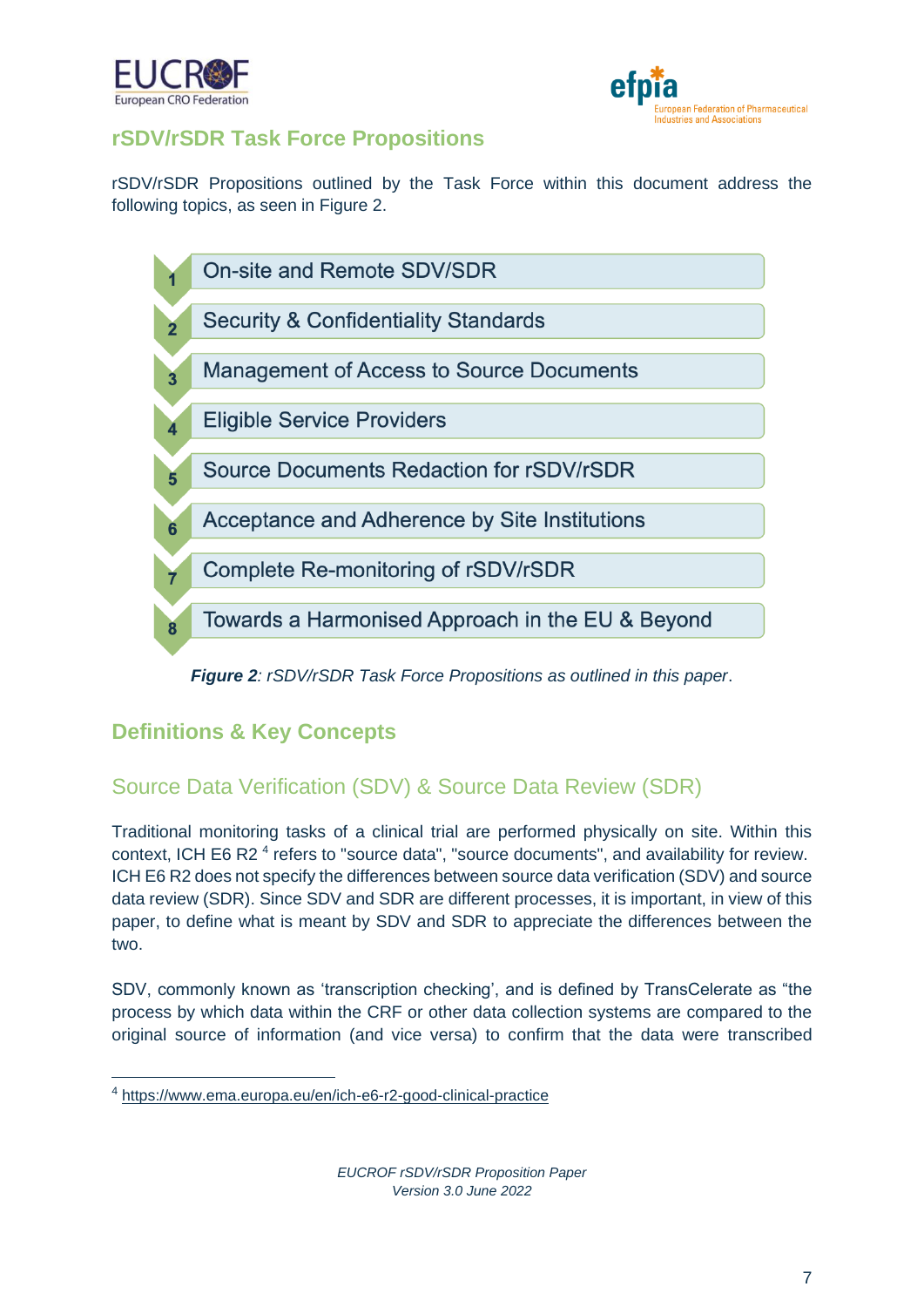## rSDV/rSDR Task Force Propositions

rSDV/rSDR Propositions outlined by the Task Force within this document address the following topics, as seen in Figure 2.

1. On-site and Remote SDV/SDR
2. Security & Confidentiality Standards
3. Management of Access to Source Documents
4. Eligible Service Providers
5. Source Documents Redaction for rSDV/rSDR
6. Acceptance and Adherence by Site Institutions
7. Complete Re-monitoring of rSDV/rSDR
8. Towards a Harmonised Approach in the EU & Beyond

***Figure 2**: rSDV/rSDR Task Force Propositions as outlined in this paper*.

## Definitions & Key Concepts

### Source Data Verification (SDV) & Source Data Review (SDR)

Traditional monitoring tasks of a clinical trial are performed physically on site. Within this context, ICH E6 R2 [4] refers to "source data", "source documents", and availability for review. ICH E6 R2 does not specify the differences between source data verification (SDV) and source data review (SDR). Since SDV and SDR are different processes, it is important, in view of this paper, to define what is meant by SDV and SDR to appreciate the differences between the two.

SDV, commonly known as 'transcription checking', and is defined by TransCelerate as "the process by which data within the CRF or other data collection systems are compared to the original source of information (and vice versa) to confirm that the data were transcribed

[4] https://www.ema.europa.eu/en/ich-e6-r2-good-clinical-practice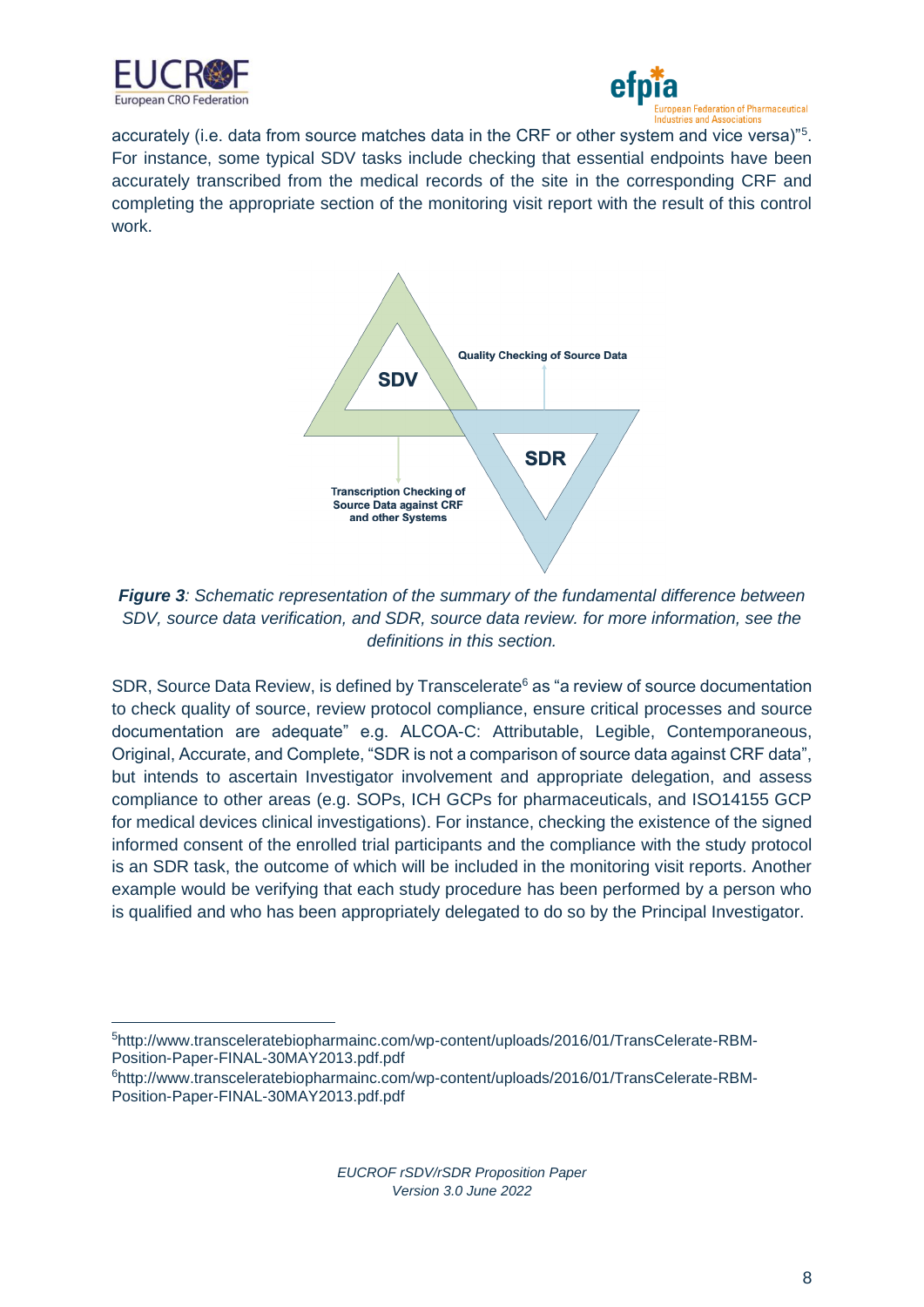accurately (i.e. data from source matches data in the CRF or other system and vice versa)”[5]. For instance, some typical SDV tasks include checking that essential endpoints have been accurately transcribed from the medical records of the site in the corresponding CRF and completing the appropriate section of the monitoring visit report with the result of this control work.

SDV

Quality Checking of Source Data

SDR

Transcription Checking of Source Data against CRF and other Systems

***Figure 3****: Schematic representation of the summary of the fundamental difference between SDV, source data verification, and SDR, source data review. for more information, see the definitions in this section.*

SDR, Source Data Review, is defined by Transcelerate[6] as “a review of source documentation to check quality of source, review protocol compliance, ensure critical processes and source documentation are adequate” e.g. ALCOA-C: Attributable, Legible, Contemporaneous, Original, Accurate, and Complete, “SDR is not a comparison of source data against CRF data”, but intends to ascertain Investigator involvement and appropriate delegation, and assess compliance to other areas (e.g. SOPs, ICH GCPs for pharmaceuticals, and ISO14155 GCP for medical devices clinical investigations). For instance, checking the existence of the signed informed consent of the enrolled trial participants and the compliance with the study protocol is an SDR task, the outcome of which will be included in the monitoring visit reports. Another example would be verifying that each study procedure has been performed by a person who is qualified and who has been appropriately delegated to do so by the Principal Investigator.

---

[5] http://www.transceleratebiopharmainc.com/wp-content/uploads/2016/01/TransCelerate-RBM-Position-Paper-FINAL-30MAY2013.pdf.pdf

[6] http://www.transceleratebiopharmainc.com/wp-content/uploads/2016/01/TransCelerate-RBM-Position-Paper-FINAL-30MAY2013.pdf.pdf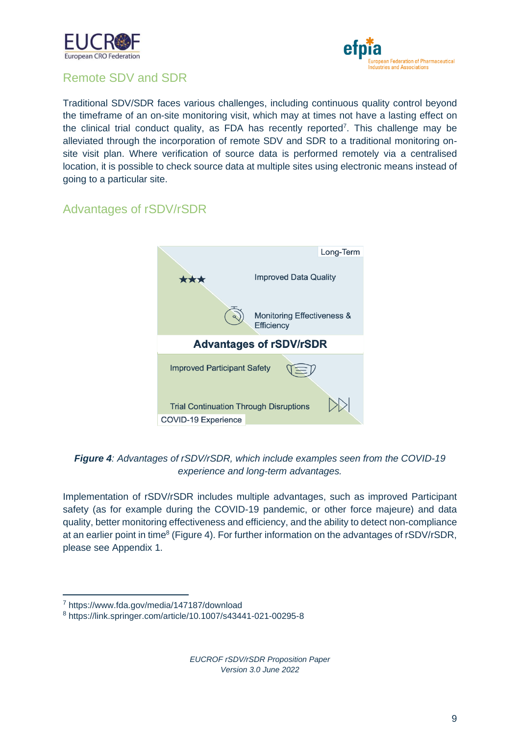## Remote SDV and SDR

Traditional SDV/SDR faces various challenges, including continuous quality control beyond the timeframe of an on-site monitoring visit, which may at times not have a lasting effect on the clinical trial conduct quality, as FDA has recently reported[7]. This challenge may be alleviated through the incorporation of remote SDV and SDR to a traditional monitoring on-site visit plan. Where verification of source data is performed remotely via a centralised location, it is possible to check source data at multiple sites using electronic means instead of going to a particular site.

## Advantages of rSDV/rSDR

Long-Term

Improved Data Quality

Monitoring Effectiveness & Efficiency

**Advantages of rSDV/rSDR**

Improved Participant Safety

Trial Continuation Through Disruptions

COVID-19 Experience

***Figure 4**: Advantages of rSDV/rSDR, which include examples seen from the COVID-19 experience and long-term advantages.*

Implementation of rSDV/rSDR includes multiple advantages, such as improved Participant safety (as for example during the COVID-19 pandemic, or other force majeure) and data quality, better monitoring effectiveness and efficiency, and the ability to detect non-compliance at an earlier point in time[8] (Figure 4). For further information on the advantages of rSDV/rSDR, please see Appendix 1.

---

[7] https://www.fda.gov/media/147187/download

[8] https://link.springer.com/article/10.1007/s43441-021-00295-8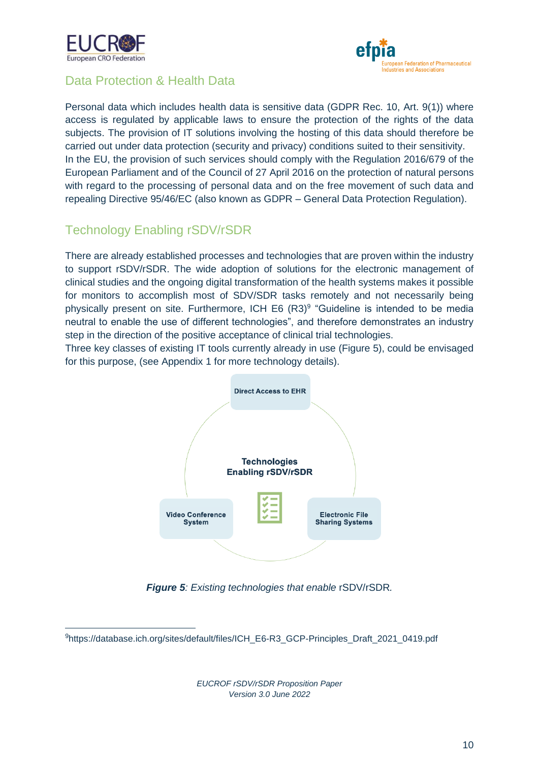## Data Protection & Health Data

Personal data which includes health data is sensitive data (GDPR Rec. 10, Art. 9(1)) where access is regulated by applicable laws to ensure the protection of the rights of the data subjects. The provision of IT solutions involving the hosting of this data should therefore be carried out under data protection (security and privacy) conditions suited to their sensitivity.
In the EU, the provision of such services should comply with the Regulation 2016/679 of the European Parliament and of the Council of 27 April 2016 on the protection of natural persons with regard to the processing of personal data and on the free movement of such data and repealing Directive 95/46/EC (also known as GDPR – General Data Protection Regulation).

## Technology Enabling rSDV/rSDR

There are already established processes and technologies that are proven within the industry to support rSDV/rSDR. The wide adoption of solutions for the electronic management of clinical studies and the ongoing digital transformation of the health systems makes it possible for monitors to accomplish most of SDV/SDR tasks remotely and not necessarily being physically present on site. Furthermore, ICH E6 (R3)[9] "Guideline is intended to be media neutral to enable the use of different technologies", and therefore demonstrates an industry step in the direction of the positive acceptance of clinical trial technologies.
Three key classes of existing IT tools currently already in use (Figure 5), could be envisaged for this purpose, (see Appendix 1 for more technology details).

Direct Access to EHR

**Technologies Enabling rSDV/rSDR**

Video Conference System

Electronic File Sharing Systems

***Figure 5**: Existing technologies that enable* rSDV/rSDR.

[9]https://database.ich.org/sites/default/files/ICH_E6-R3_GCP-Principles_Draft_2021_0419.pdf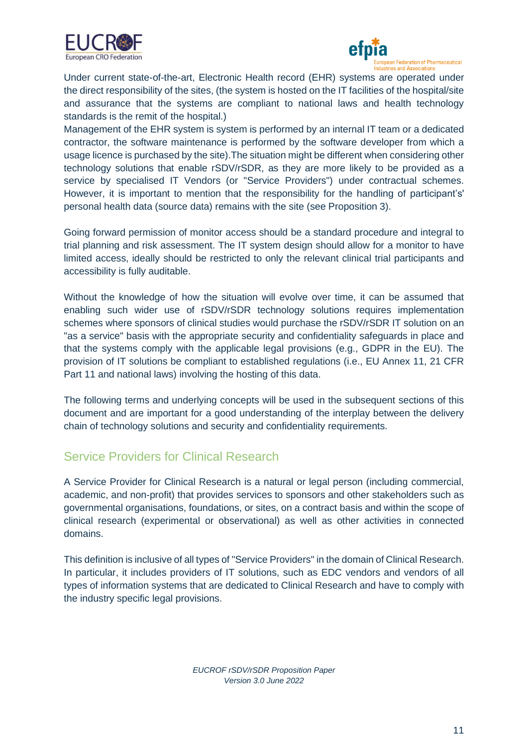Under current state-of-the-art, Electronic Health record (EHR) systems are operated under the direct responsibility of the sites, (the system is hosted on the IT facilities of the hospital/site and assurance that the systems are compliant to national laws and health technology standards is the remit of the hospital.)
Management of the EHR system is system is performed by an internal IT team or a dedicated contractor, the software maintenance is performed by the software developer from which a usage licence is purchased by the site).The situation might be different when considering other technology solutions that enable rSDV/rSDR, as they are more likely to be provided as a service by specialised IT Vendors (or "Service Providers") under contractual schemes. However, it is important to mention that the responsibility for the handling of participant's' personal health data (source data) remains with the site (see Proposition 3).

Going forward permission of monitor access should be a standard procedure and integral to trial planning and risk assessment. The IT system design should allow for a monitor to have limited access, ideally should be restricted to only the relevant clinical trial participants and accessibility is fully auditable.

Without the knowledge of how the situation will evolve over time, it can be assumed that enabling such wider use of rSDV/rSDR technology solutions requires implementation schemes where sponsors of clinical studies would purchase the rSDV/rSDR IT solution on an "as a service" basis with the appropriate security and confidentiality safeguards in place and that the systems comply with the applicable legal provisions (e.g., GDPR in the EU). The provision of IT solutions be compliant to established regulations (i.e., EU Annex 11, 21 CFR Part 11 and national laws) involving the hosting of this data.

The following terms and underlying concepts will be used in the subsequent sections of this document and are important for a good understanding of the interplay between the delivery chain of technology solutions and security and confidentiality requirements.

## Service Providers for Clinical Research

A Service Provider for Clinical Research is a natural or legal person (including commercial, academic, and non-profit) that provides services to sponsors and other stakeholders such as governmental organisations, foundations, or sites, on a contract basis and within the scope of clinical research (experimental or observational) as well as other activities in connected domains.

This definition is inclusive of all types of "Service Providers" in the domain of Clinical Research. In particular, it includes providers of IT solutions, such as EDC vendors and vendors of all types of information systems that are dedicated to Clinical Research and have to comply with the industry specific legal provisions.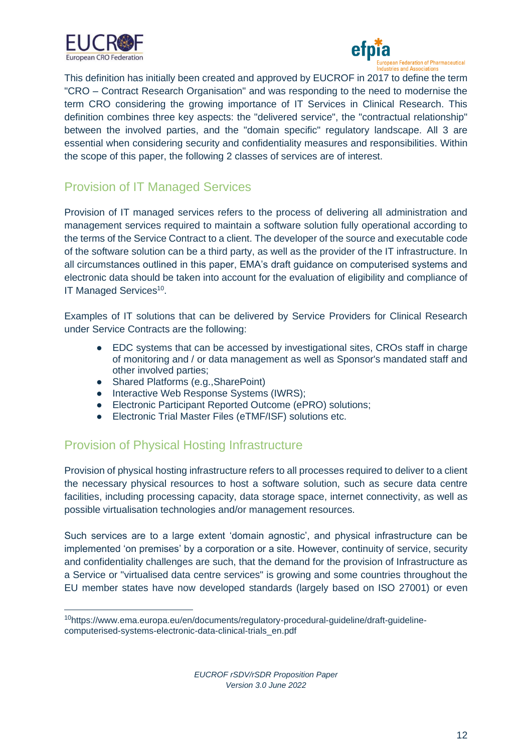This definition has initially been created and approved by EUCROF in 2017 to define the term "CRO – Contract Research Organisation" and was responding to the need to modernise the term CRO considering the growing importance of IT Services in Clinical Research. This definition combines three key aspects: the "delivered service", the "contractual relationship" between the involved parties, and the "domain specific" regulatory landscape. All 3 are essential when considering security and confidentiality measures and responsibilities. Within the scope of this paper, the following 2 classes of services are of interest.

## Provision of IT Managed Services

Provision of IT managed services refers to the process of delivering all administration and management services required to maintain a software solution fully operational according to the terms of the Service Contract to a client. The developer of the source and executable code of the software solution can be a third party, as well as the provider of the IT infrastructure. In all circumstances outlined in this paper, EMA's draft guidance on computerised systems and electronic data should be taken into account for the evaluation of eligibility and compliance of IT Managed Services[10].

Examples of IT solutions that can be delivered by Service Providers for Clinical Research under Service Contracts are the following:

- EDC systems that can be accessed by investigational sites, CROs staff in charge of monitoring and / or data management as well as Sponsor's mandated staff and other involved parties;
- Shared Platforms (e.g.,SharePoint)
- Interactive Web Response Systems (IWRS);
- Electronic Participant Reported Outcome (ePRO) solutions;
- Electronic Trial Master Files (eTMF/ISF) solutions etc.

## Provision of Physical Hosting Infrastructure

Provision of physical hosting infrastructure refers to all processes required to deliver to a client the necessary physical resources to host a software solution, such as secure data centre facilities, including processing capacity, data storage space, internet connectivity, as well as possible virtualisation technologies and/or management resources.

Such services are to a large extent 'domain agnostic', and physical infrastructure can be implemented 'on premises' by a corporation or a site. However, continuity of service, security and confidentiality challenges are such, that the demand for the provision of Infrastructure as a Service or "virtualised data centre services" is growing and some countries throughout the EU member states have now developed standards (largely based on ISO 27001) or even

---

[10] https://www.ema.europa.eu/en/documents/regulatory-procedural-guideline/draft-guideline-computerised-systems-electronic-data-clinical-trials_en.pdf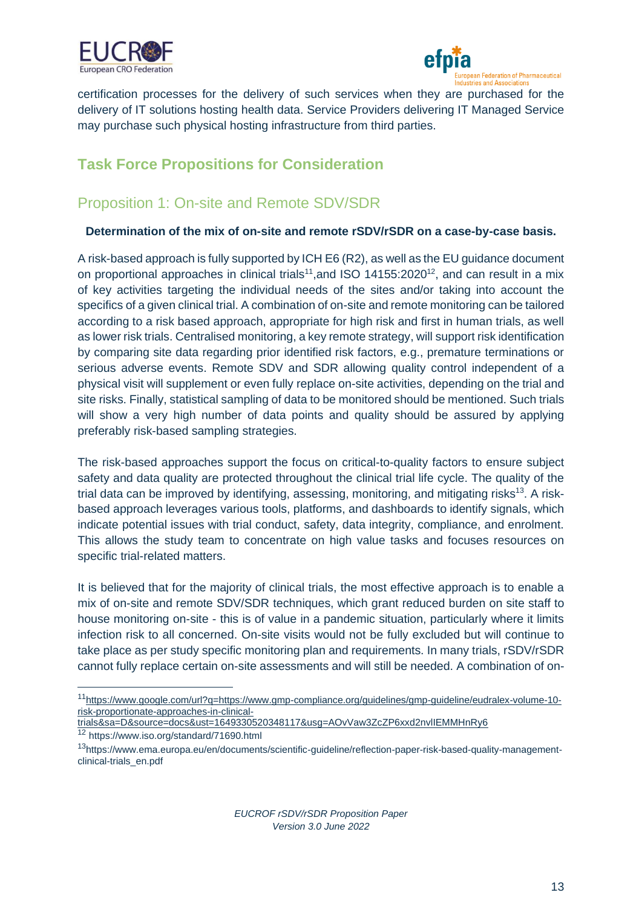certification processes for the delivery of such services when they are purchased for the delivery of IT solutions hosting health data. Service Providers delivering IT Managed Service may purchase such physical hosting infrastructure from third parties.

## Task Force Propositions for Consideration

### Proposition 1: On-site and Remote SDV/SDR

**Determination of the mix of on-site and remote rSDV/rSDR on a case-by-case basis.**

A risk-based approach is fully supported by ICH E6 (R2), as well as the EU guidance document on proportional approaches in clinical trials[11],and ISO 14155:2020[12], and can result in a mix of key activities targeting the individual needs of the sites and/or taking into account the specifics of a given clinical trial. A combination of on-site and remote monitoring can be tailored according to a risk based approach, appropriate for high risk and first in human trials, as well as lower risk trials. Centralised monitoring, a key remote strategy, will support risk identification by comparing site data regarding prior identified risk factors, e.g., premature terminations or serious adverse events. Remote SDV and SDR allowing quality control independent of a physical visit will supplement or even fully replace on-site activities, depending on the trial and site risks. Finally, statistical sampling of data to be monitored should be mentioned. Such trials will show a very high number of data points and quality should be assured by applying preferably risk-based sampling strategies.

The risk-based approaches support the focus on critical-to-quality factors to ensure subject safety and data quality are protected throughout the clinical trial life cycle. The quality of the trial data can be improved by identifying, assessing, monitoring, and mitigating risks[13]. A risk-based approach leverages various tools, platforms, and dashboards to identify signals, which indicate potential issues with trial conduct, safety, data integrity, compliance, and enrolment. This allows the study team to concentrate on high value tasks and focuses resources on specific trial-related matters.

It is believed that for the majority of clinical trials, the most effective approach is to enable a mix of on-site and remote SDV/SDR techniques, which grant reduced burden on site staff to house monitoring on-site - this is of value in a pandemic situation, particularly where it limits infection risk to all concerned. On-site visits would not be fully excluded but will continue to take place as per study specific monitoring plan and requirements. In many trials, rSDV/rSDR cannot fully replace certain on-site assessments and will still be needed. A combination of on-

---

[11] https://www.google.com/url?q=https://www.gmp-compliance.org/guidelines/gmp-guideline/eudralex-volume-10-risk-proportionate-approaches-in-clinical-trials&sa=D&source=docs&ust=1649330520348117&usg=AOvVaw3ZcZP6xxd2nvlIEMMHnRy6

[12] https://www.iso.org/standard/71690.html

[13] https://www.ema.europa.eu/en/documents/scientific-guideline/reflection-paper-risk-based-quality-management-clinical-trials_en.pdf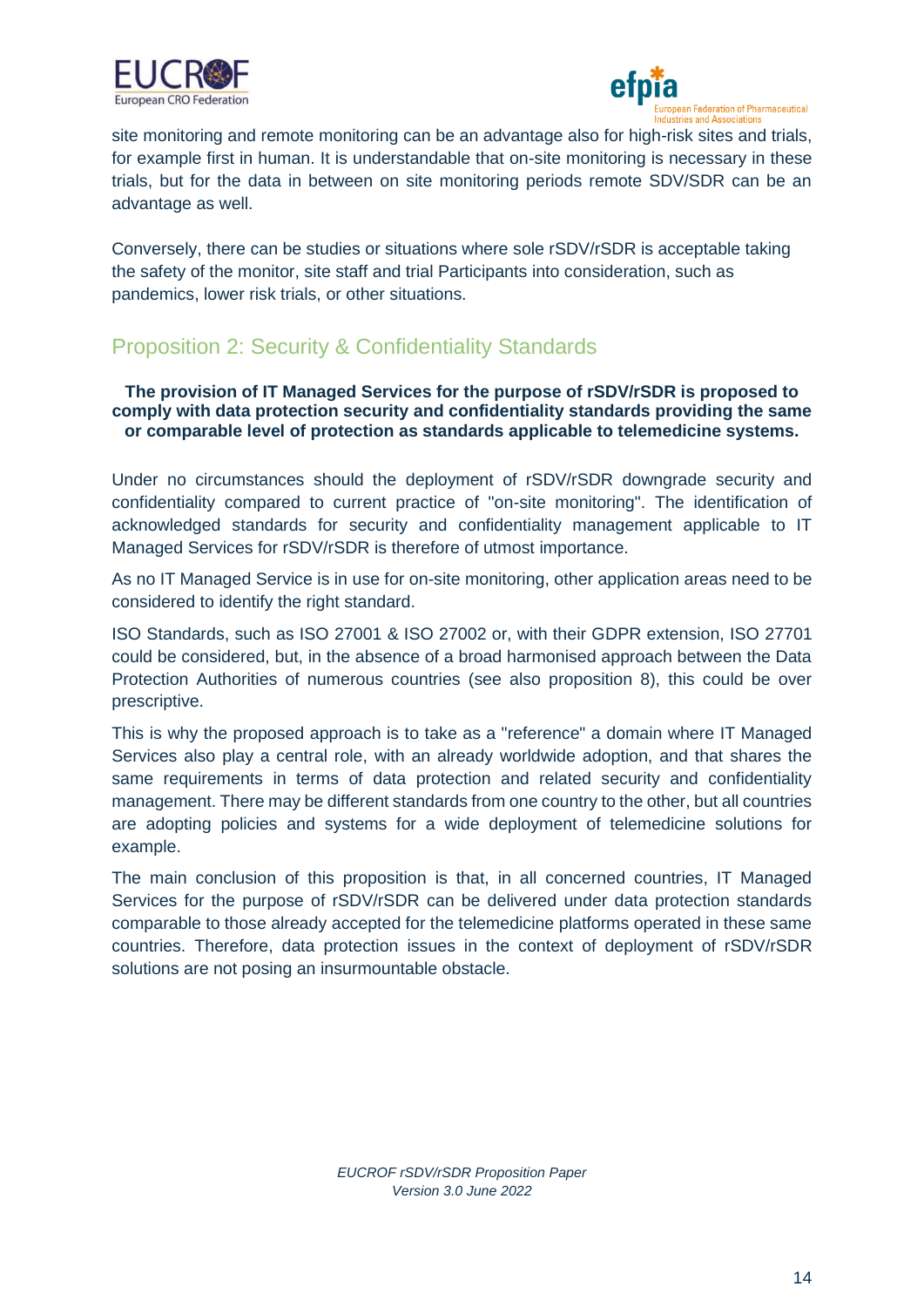site monitoring and remote monitoring can be an advantage also for high-risk sites and trials, for example first in human. It is understandable that on-site monitoring is necessary in these trials, but for the data in between on site monitoring periods remote SDV/SDR can be an advantage as well.

Conversely, there can be studies or situations where sole rSDV/rSDR is acceptable taking the safety of the monitor, site staff and trial Participants into consideration, such as pandemics, lower risk trials, or other situations.

## Proposition 2: Security & Confidentiality Standards

**The provision of IT Managed Services for the purpose of rSDV/rSDR is proposed to comply with data protection security and confidentiality standards providing the same or comparable level of protection as standards applicable to telemedicine systems.**

Under no circumstances should the deployment of rSDV/rSDR downgrade security and confidentiality compared to current practice of "on-site monitoring". The identification of acknowledged standards for security and confidentiality management applicable to IT Managed Services for rSDV/rSDR is therefore of utmost importance.

As no IT Managed Service is in use for on-site monitoring, other application areas need to be considered to identify the right standard.

ISO Standards, such as ISO 27001 & ISO 27002 or, with their GDPR extension, ISO 27701 could be considered, but, in the absence of a broad harmonised approach between the Data Protection Authorities of numerous countries (see also proposition 8), this could be over prescriptive.

This is why the proposed approach is to take as a "reference" a domain where IT Managed Services also play a central role, with an already worldwide adoption, and that shares the same requirements in terms of data protection and related security and confidentiality management. There may be different standards from one country to the other, but all countries are adopting policies and systems for a wide deployment of telemedicine solutions for example.

The main conclusion of this proposition is that, in all concerned countries, IT Managed Services for the purpose of rSDV/rSDR can be delivered under data protection standards comparable to those already accepted for the telemedicine platforms operated in these same countries. Therefore, data protection issues in the context of deployment of rSDV/rSDR solutions are not posing an insurmountable obstacle.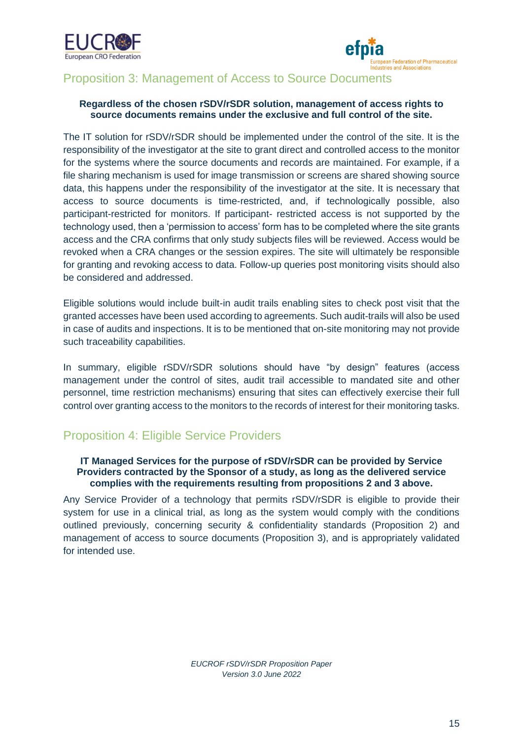## Proposition 3: Management of Access to Source Documents

**Regardless of the chosen rSDV/rSDR solution, management of access rights to source documents remains under the exclusive and full control of the site.**

The IT solution for rSDV/rSDR should be implemented under the control of the site. It is the responsibility of the investigator at the site to grant direct and controlled access to the monitor for the systems where the source documents and records are maintained. For example, if a file sharing mechanism is used for image transmission or screens are shared showing source data, this happens under the responsibility of the investigator at the site. It is necessary that access to source documents is time-restricted, and, if technologically possible, also participant-restricted for monitors. If participant- restricted access is not supported by the technology used, then a 'permission to access' form has to be completed where the site grants access and the CRA confirms that only study subjects files will be reviewed. Access would be revoked when a CRA changes or the session expires. The site will ultimately be responsible for granting and revoking access to data. Follow-up queries post monitoring visits should also be considered and addressed.

Eligible solutions would include built-in audit trails enabling sites to check post visit that the granted accesses have been used according to agreements. Such audit-trails will also be used in case of audits and inspections. It is to be mentioned that on-site monitoring may not provide such traceability capabilities.

In summary, eligible rSDV/rSDR solutions should have "by design" features (access management under the control of sites, audit trail accessible to mandated site and other personnel, time restriction mechanisms) ensuring that sites can effectively exercise their full control over granting access to the monitors to the records of interest for their monitoring tasks.

## Proposition 4: Eligible Service Providers

**IT Managed Services for the purpose of rSDV/rSDR can be provided by Service Providers contracted by the Sponsor of a study, as long as the delivered service complies with the requirements resulting from propositions 2 and 3 above.**

Any Service Provider of a technology that permits rSDV/rSDR is eligible to provide their system for use in a clinical trial, as long as the system would comply with the conditions outlined previously, concerning security & confidentiality standards (Proposition 2) and management of access to source documents (Proposition 3), and is appropriately validated for intended use.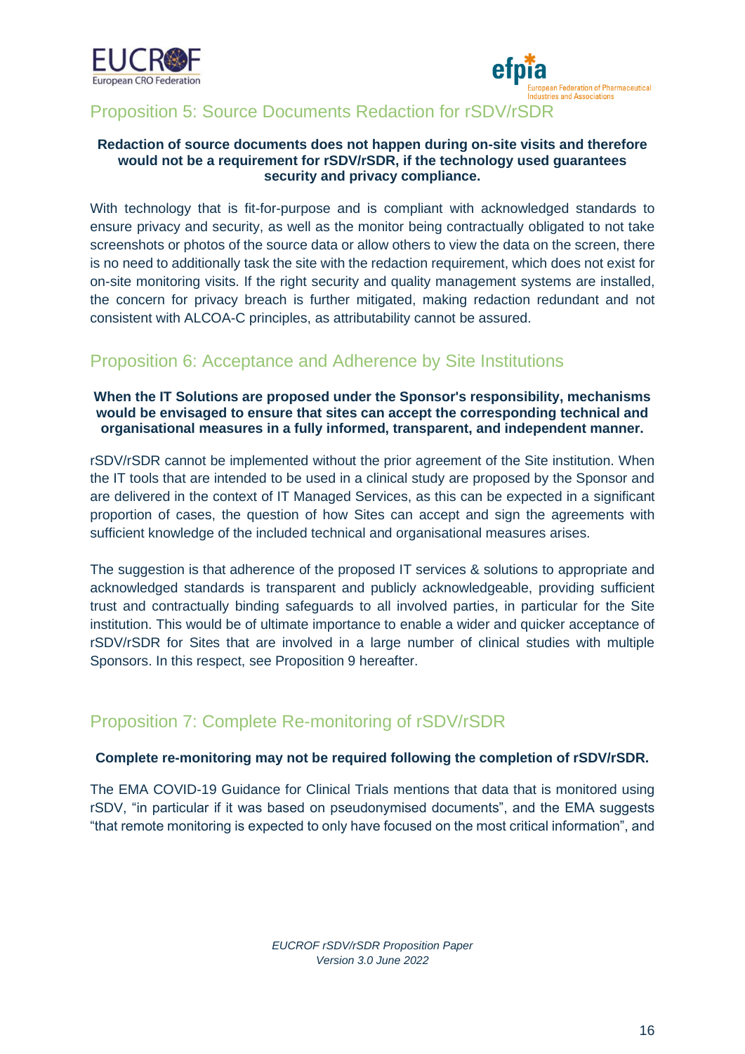## Proposition 5: Source Documents Redaction for rSDV/rSDR

**Redaction of source documents does not happen during on-site visits and therefore would not be a requirement for rSDV/rSDR, if the technology used guarantees security and privacy compliance.**

With technology that is fit-for-purpose and is compliant with acknowledged standards to ensure privacy and security, as well as the monitor being contractually obligated to not take screenshots or photos of the source data or allow others to view the data on the screen, there is no need to additionally task the site with the redaction requirement, which does not exist for on-site monitoring visits. If the right security and quality management systems are installed, the concern for privacy breach is further mitigated, making redaction redundant and not consistent with ALCOA-C principles, as attributability cannot be assured.

## Proposition 6: Acceptance and Adherence by Site Institutions

**When the IT Solutions are proposed under the Sponsor's responsibility, mechanisms would be envisaged to ensure that sites can accept the corresponding technical and organisational measures in a fully informed, transparent, and independent manner.**

rSDV/rSDR cannot be implemented without the prior agreement of the Site institution. When the IT tools that are intended to be used in a clinical study are proposed by the Sponsor and are delivered in the context of IT Managed Services, as this can be expected in a significant proportion of cases, the question of how Sites can accept and sign the agreements with sufficient knowledge of the included technical and organisational measures arises.

The suggestion is that adherence of the proposed IT services & solutions to appropriate and acknowledged standards is transparent and publicly acknowledgeable, providing sufficient trust and contractually binding safeguards to all involved parties, in particular for the Site institution. This would be of ultimate importance to enable a wider and quicker acceptance of rSDV/rSDR for Sites that are involved in a large number of clinical studies with multiple Sponsors. In this respect, see Proposition 9 hereafter.

## Proposition 7: Complete Re-monitoring of rSDV/rSDR

**Complete re-monitoring may not be required following the completion of rSDV/rSDR.**

The EMA COVID-19 Guidance for Clinical Trials mentions that data that is monitored using rSDV, "in particular if it was based on pseudonymised documents", and the EMA suggests "that remote monitoring is expected to only have focused on the most critical information", and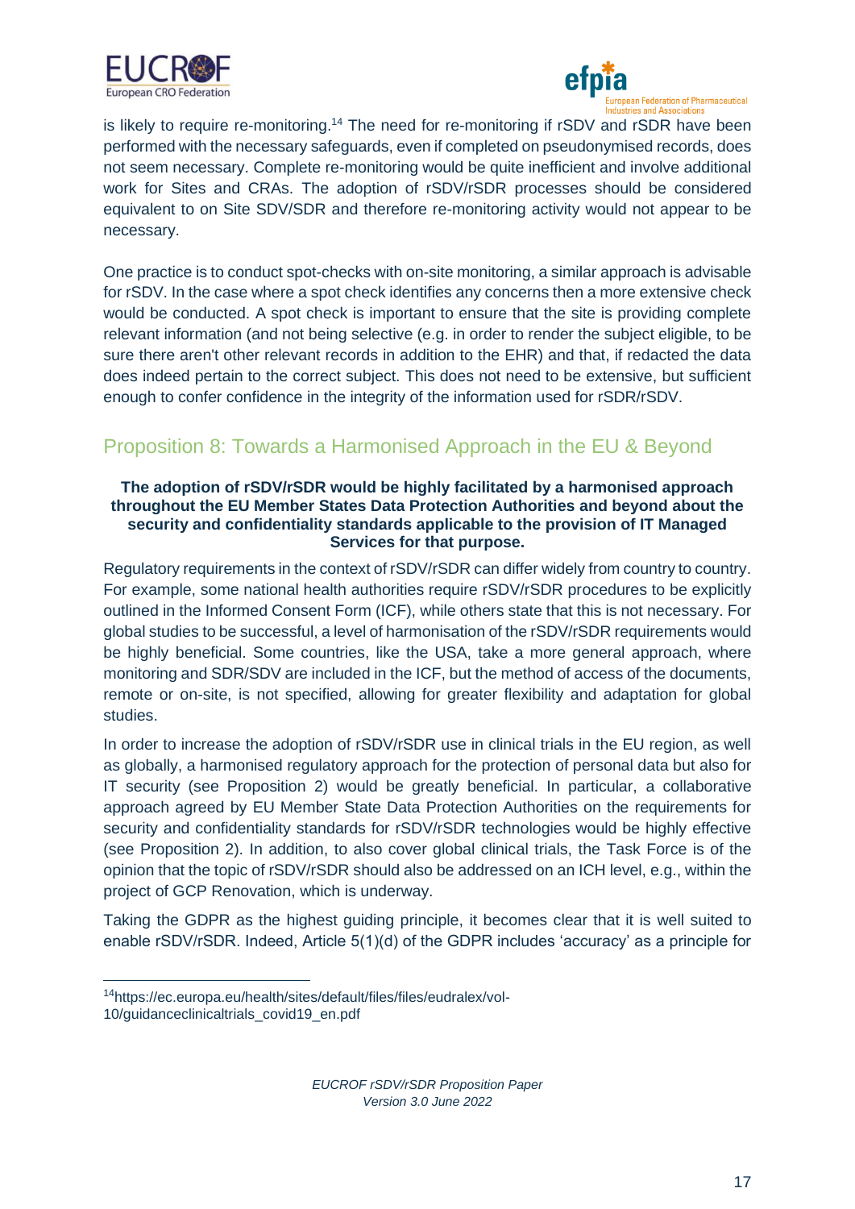is likely to require re-monitoring.[14] The need for re-monitoring if rSDV and rSDR have been performed with the necessary safeguards, even if completed on pseudonymised records, does not seem necessary. Complete re-monitoring would be quite inefficient and involve additional work for Sites and CRAs. The adoption of rSDV/rSDR processes should be considered equivalent to on Site SDV/SDR and therefore re-monitoring activity would not appear to be necessary.

One practice is to conduct spot-checks with on-site monitoring, a similar approach is advisable for rSDV. In the case where a spot check identifies any concerns then a more extensive check would be conducted. A spot check is important to ensure that the site is providing complete relevant information (and not being selective (e.g. in order to render the subject eligible, to be sure there aren't other relevant records in addition to the EHR) and that, if redacted the data does indeed pertain to the correct subject. This does not need to be extensive, but sufficient enough to confer confidence in the integrity of the information used for rSDR/rSDV.

## Proposition 8: Towards a Harmonised Approach in the EU & Beyond

**The adoption of rSDV/rSDR would be highly facilitated by a harmonised approach throughout the EU Member States Data Protection Authorities and beyond about the security and confidentiality standards applicable to the provision of IT Managed Services for that purpose.**

Regulatory requirements in the context of rSDV/rSDR can differ widely from country to country. For example, some national health authorities require rSDV/rSDR procedures to be explicitly outlined in the Informed Consent Form (ICF), while others state that this is not necessary. For global studies to be successful, a level of harmonisation of the rSDV/rSDR requirements would be highly beneficial. Some countries, like the USA, take a more general approach, where monitoring and SDR/SDV are included in the ICF, but the method of access of the documents, remote or on-site, is not specified, allowing for greater flexibility and adaptation for global studies.

In order to increase the adoption of rSDV/rSDR use in clinical trials in the EU region, as well as globally, a harmonised regulatory approach for the protection of personal data but also for IT security (see Proposition 2) would be greatly beneficial. In particular, a collaborative approach agreed by EU Member State Data Protection Authorities on the requirements for security and confidentiality standards for rSDV/rSDR technologies would be highly effective (see Proposition 2). In addition, to also cover global clinical trials, the Task Force is of the opinion that the topic of rSDV/rSDR should also be addressed on an ICH level, e.g., within the project of GCP Renovation, which is underway.

Taking the GDPR as the highest guiding principle, it becomes clear that it is well suited to enable rSDV/rSDR. Indeed, Article 5(1)(d) of the GDPR includes 'accuracy' as a principle for

[14] https://ec.europa.eu/health/sites/default/files/files/eudralex/vol-10/guidanceclinicaltrials_covid19_en.pdf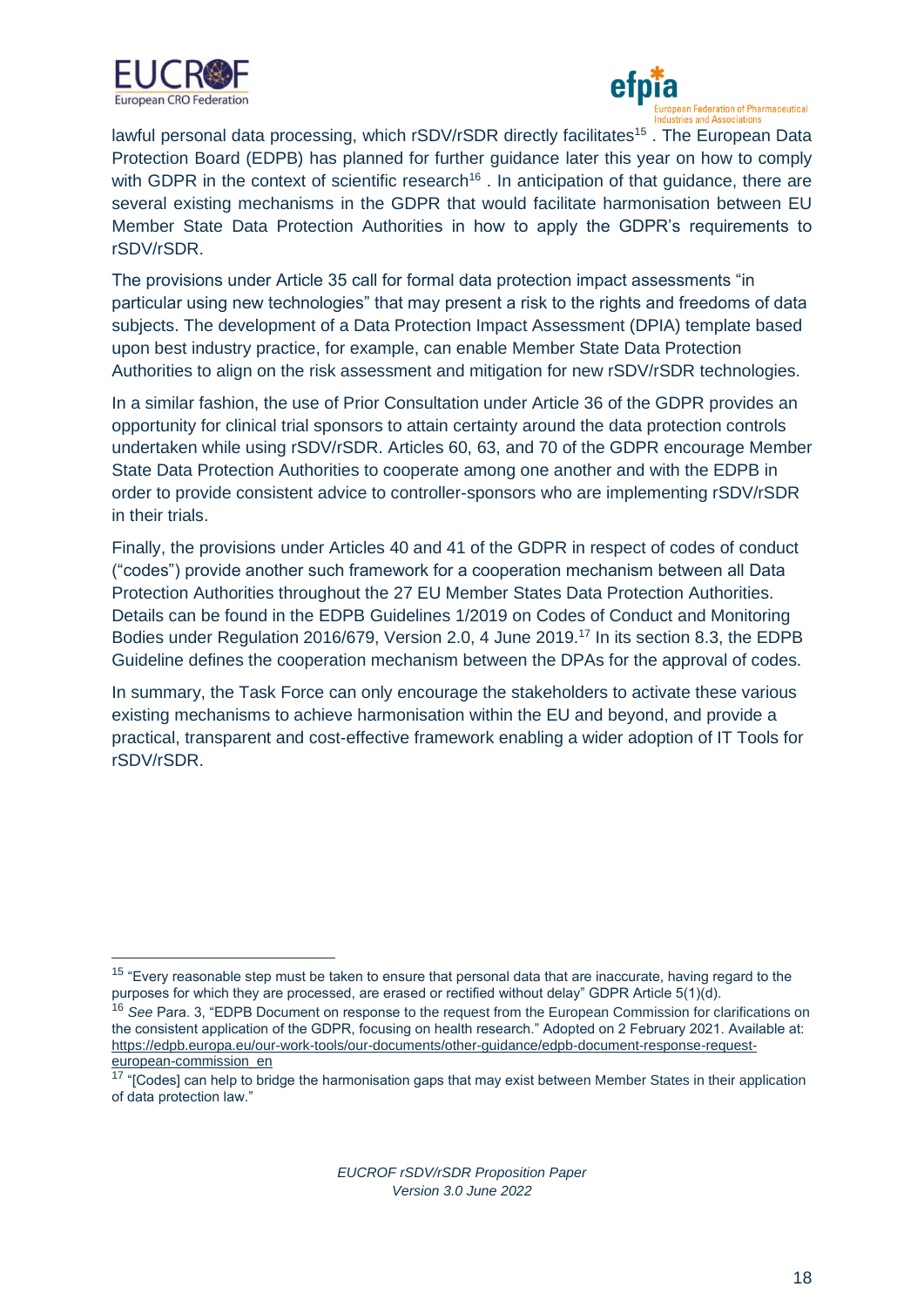lawful personal data processing, which rSDV/rSDR directly facilitates[15] . The European Data Protection Board (EDPB) has planned for further guidance later this year on how to comply with GDPR in the context of scientific research[16] . In anticipation of that guidance, there are several existing mechanisms in the GDPR that would facilitate harmonisation between EU Member State Data Protection Authorities in how to apply the GDPR's requirements to rSDV/rSDR.

The provisions under Article 35 call for formal data protection impact assessments "in particular using new technologies" that may present a risk to the rights and freedoms of data subjects. The development of a Data Protection Impact Assessment (DPIA) template based upon best industry practice, for example, can enable Member State Data Protection Authorities to align on the risk assessment and mitigation for new rSDV/rSDR technologies.

In a similar fashion, the use of Prior Consultation under Article 36 of the GDPR provides an opportunity for clinical trial sponsors to attain certainty around the data protection controls undertaken while using rSDV/rSDR. Articles 60, 63, and 70 of the GDPR encourage Member State Data Protection Authorities to cooperate among one another and with the EDPB in order to provide consistent advice to controller-sponsors who are implementing rSDV/rSDR in their trials.

Finally, the provisions under Articles 40 and 41 of the GDPR in respect of codes of conduct ("codes") provide another such framework for a cooperation mechanism between all Data Protection Authorities throughout the 27 EU Member States Data Protection Authorities. Details can be found in the EDPB Guidelines 1/2019 on Codes of Conduct and Monitoring Bodies under Regulation 2016/679, Version 2.0, 4 June 2019.[17] In its section 8.3, the EDPB Guideline defines the cooperation mechanism between the DPAs for the approval of codes.

In summary, the Task Force can only encourage the stakeholders to activate these various existing mechanisms to achieve harmonisation within the EU and beyond, and provide a practical, transparent and cost-effective framework enabling a wider adoption of IT Tools for rSDV/rSDR.

---

[15] "Every reasonable step must be taken to ensure that personal data that are inaccurate, having regard to the purposes for which they are processed, are erased or rectified without delay" GDPR Article 5(1)(d).

[16] *See* Para. 3, "EDPB Document on response to the request from the European Commission for clarifications on the consistent application of the GDPR, focusing on health research." Adopted on 2 February 2021. Available at: https://edpb.europa.eu/our-work-tools/our-documents/other-guidance/edpb-document-response-request-european-commission_en

[17] "[Codes] can help to bridge the harmonisation gaps that may exist between Member States in their application of data protection law."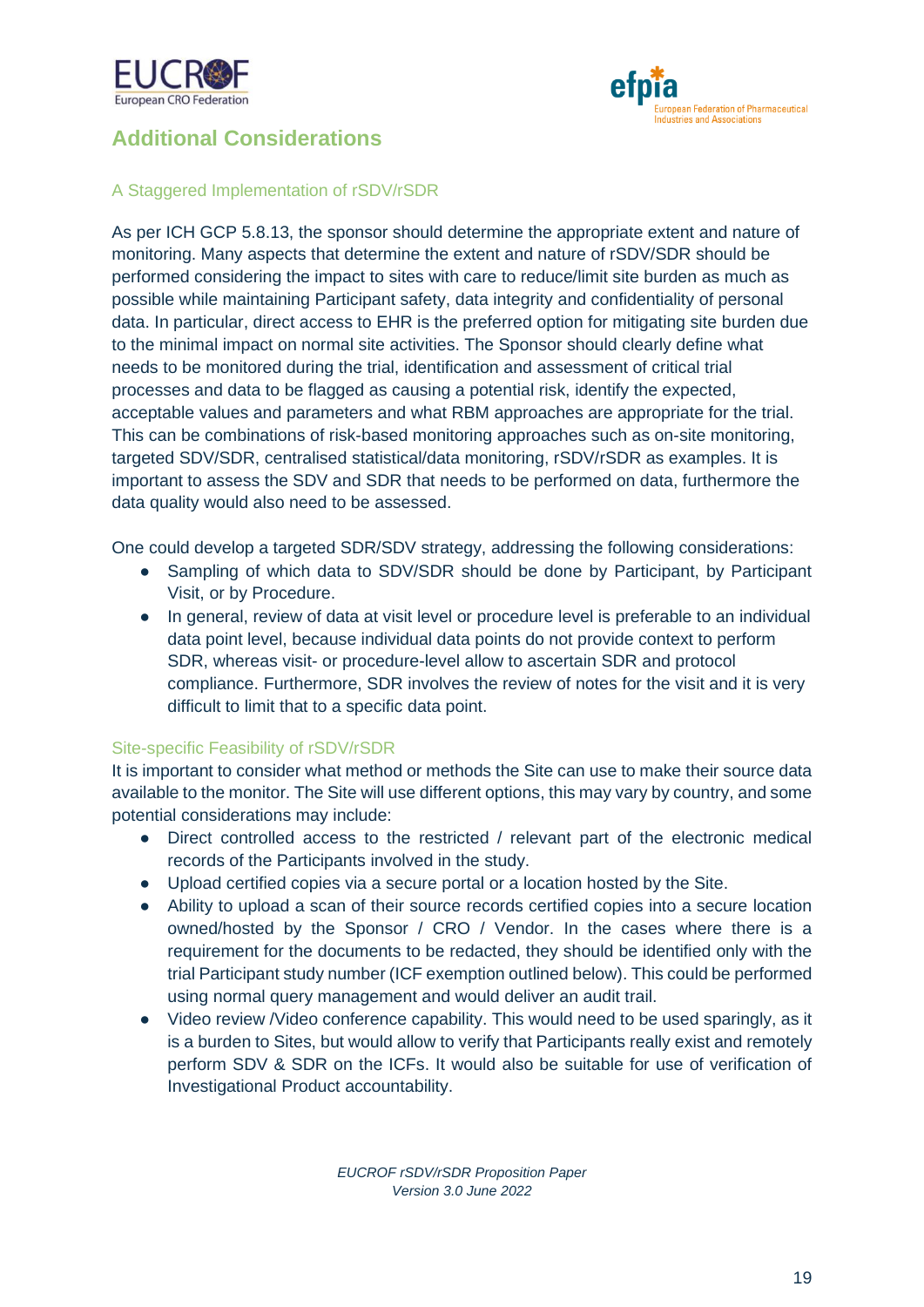## Additional Considerations

### A Staggered Implementation of rSDV/rSDR

As per ICH GCP 5.8.13, the sponsor should determine the appropriate extent and nature of monitoring. Many aspects that determine the extent and nature of rSDV/SDR should be performed considering the impact to sites with care to reduce/limit site burden as much as possible while maintaining Participant safety, data integrity and confidentiality of personal data. In particular, direct access to EHR is the preferred option for mitigating site burden due to the minimal impact on normal site activities. The Sponsor should clearly define what needs to be monitored during the trial, identification and assessment of critical trial processes and data to be flagged as causing a potential risk, identify the expected, acceptable values and parameters and what RBM approaches are appropriate for the trial. This can be combinations of risk-based monitoring approaches such as on-site monitoring, targeted SDV/SDR, centralised statistical/data monitoring, rSDV/rSDR as examples. It is important to assess the SDV and SDR that needs to be performed on data, furthermore the data quality would also need to be assessed.

One could develop a targeted SDR/SDV strategy, addressing the following considerations:

- Sampling of which data to SDV/SDR should be done by Participant, by Participant Visit, or by Procedure.
- In general, review of data at visit level or procedure level is preferable to an individual data point level, because individual data points do not provide context to perform SDR, whereas visit- or procedure-level allow to ascertain SDR and protocol compliance. Furthermore, SDR involves the review of notes for the visit and it is very difficult to limit that to a specific data point.

### Site-specific Feasibility of rSDV/rSDR

It is important to consider what method or methods the Site can use to make their source data available to the monitor. The Site will use different options, this may vary by country, and some potential considerations may include:

- Direct controlled access to the restricted / relevant part of the electronic medical records of the Participants involved in the study.
- Upload certified copies via a secure portal or a location hosted by the Site.
- Ability to upload a scan of their source records certified copies into a secure location owned/hosted by the Sponsor / CRO / Vendor. In the cases where there is a requirement for the documents to be redacted, they should be identified only with the trial Participant study number (ICF exemption outlined below). This could be performed using normal query management and would deliver an audit trail.
- Video review /Video conference capability. This would need to be used sparingly, as it is a burden to Sites, but would allow to verify that Participants really exist and remotely perform SDV & SDR on the ICFs. It would also be suitable for use of verification of Investigational Product accountability.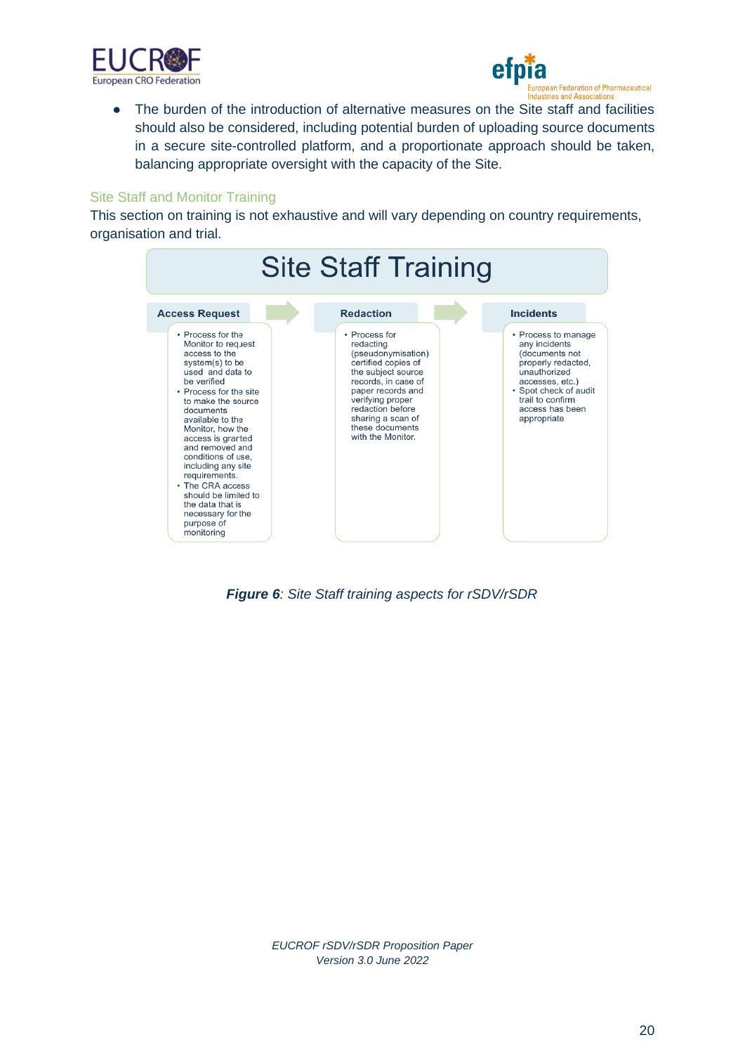- The burden of the introduction of alternative measures on the Site staff and facilities should also be considered, including potential burden of uploading source documents in a secure site-controlled platform, and a proportionate approach should be taken, balancing appropriate oversight with the capacity of the Site.

### Site Staff and Monitor Training

This section on training is not exhaustive and will vary depending on country requirements, organisation and trial.

**Site Staff Training**

**Access Request**

- Process for the Monitor to request access to the system(s) to be used and data to be verified
- Process for the site to make the source documents available to the Monitor, how the access is granted and removed and conditions of use, including any site requirements.
- The CRA access should be limited to the data that is necessary for the purpose of monitoring

**Redaction**

- Process for redacting (pseudonymisation) certified copies of the subject source records, in case of paper records and verifying proper redaction before sharing a scan of these documents with the Monitor.

**Incidents**

- Process to manage any incidents (documents not properly redacted, unauthorized accesses, etc.)
- Spot check of audit trail to confirm access has been appropriate

***Figure 6**: Site Staff training aspects for rSDV/rSDR*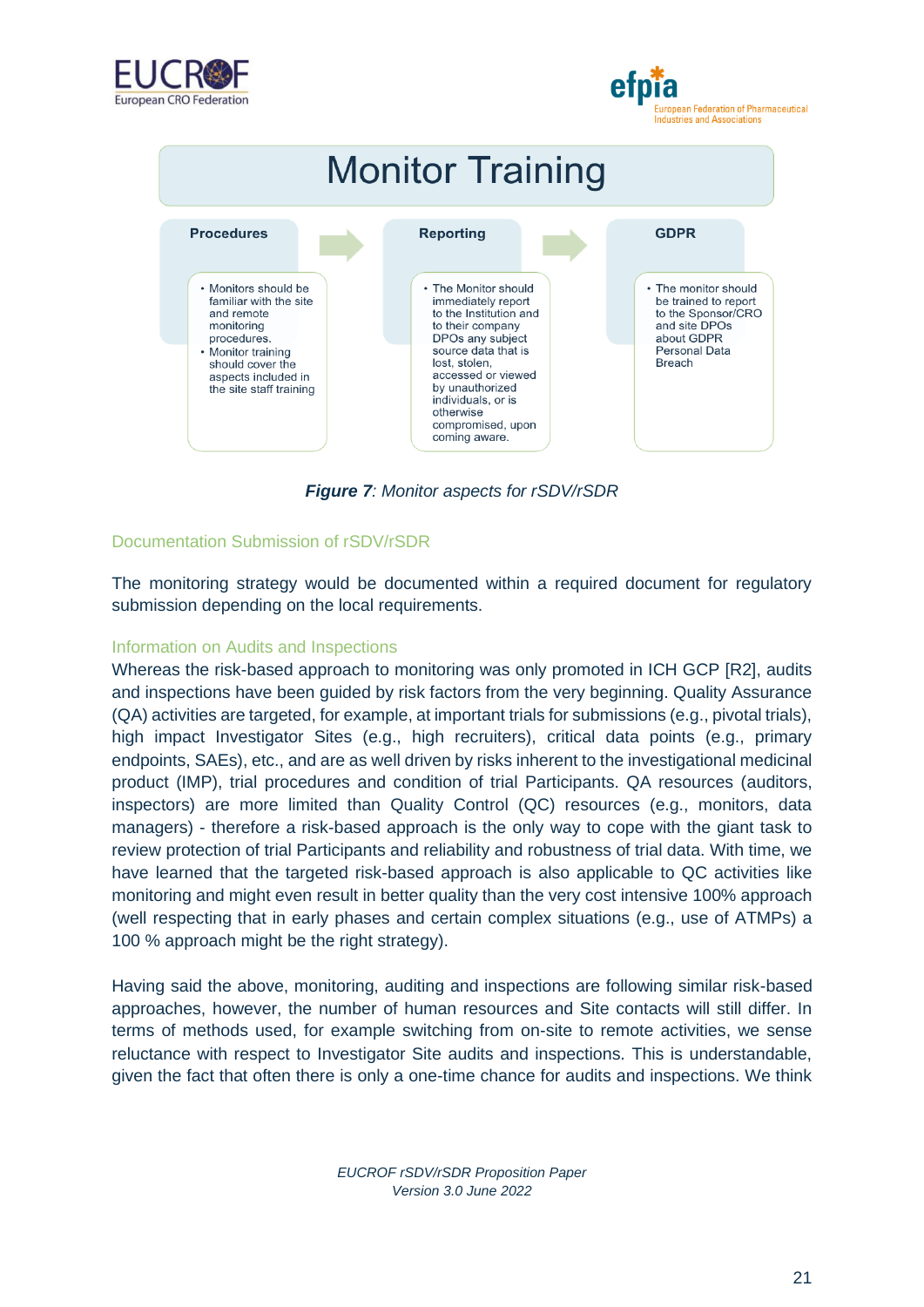## Monitor Training

**Procedures**

- Monitors should be familiar with the site and remote monitoring procedures.
- Monitor training should cover the aspects included in the site staff training

**Reporting**

- The Monitor should immediately report to the Institution and to their company DPOs any subject source data that is lost, stolen, accessed or viewed by unauthorized individuals, or is otherwise compromised, upon coming aware.

**GDPR**

- The monitor should be trained to report to the Sponsor/CRO and site DPOs about GDPR Personal Data Breach

***Figure 7**: Monitor aspects for rSDV/rSDR*

### Documentation Submission of rSDV/rSDR

The monitoring strategy would be documented within a required document for regulatory submission depending on the local requirements.

### Information on Audits and Inspections

Whereas the risk-based approach to monitoring was only promoted in ICH GCP [R2], audits and inspections have been guided by risk factors from the very beginning. Quality Assurance (QA) activities are targeted, for example, at important trials for submissions (e.g., pivotal trials), high impact Investigator Sites (e.g., high recruiters), critical data points (e.g., primary endpoints, SAEs), etc., and are as well driven by risks inherent to the investigational medicinal product (IMP), trial procedures and condition of trial Participants. QA resources (auditors, inspectors) are more limited than Quality Control (QC) resources (e.g., monitors, data managers) - therefore a risk-based approach is the only way to cope with the giant task to review protection of trial Participants and reliability and robustness of trial data. With time, we have learned that the targeted risk-based approach is also applicable to QC activities like monitoring and might even result in better quality than the very cost intensive 100% approach (well respecting that in early phases and certain complex situations (e.g., use of ATMPs) a 100 % approach might be the right strategy).

Having said the above, monitoring, auditing and inspections are following similar risk-based approaches, however, the number of human resources and Site contacts will still differ. In terms of methods used, for example switching from on-site to remote activities, we sense reluctance with respect to Investigator Site audits and inspections. This is understandable, given the fact that often there is only a one-time chance for audits and inspections. We think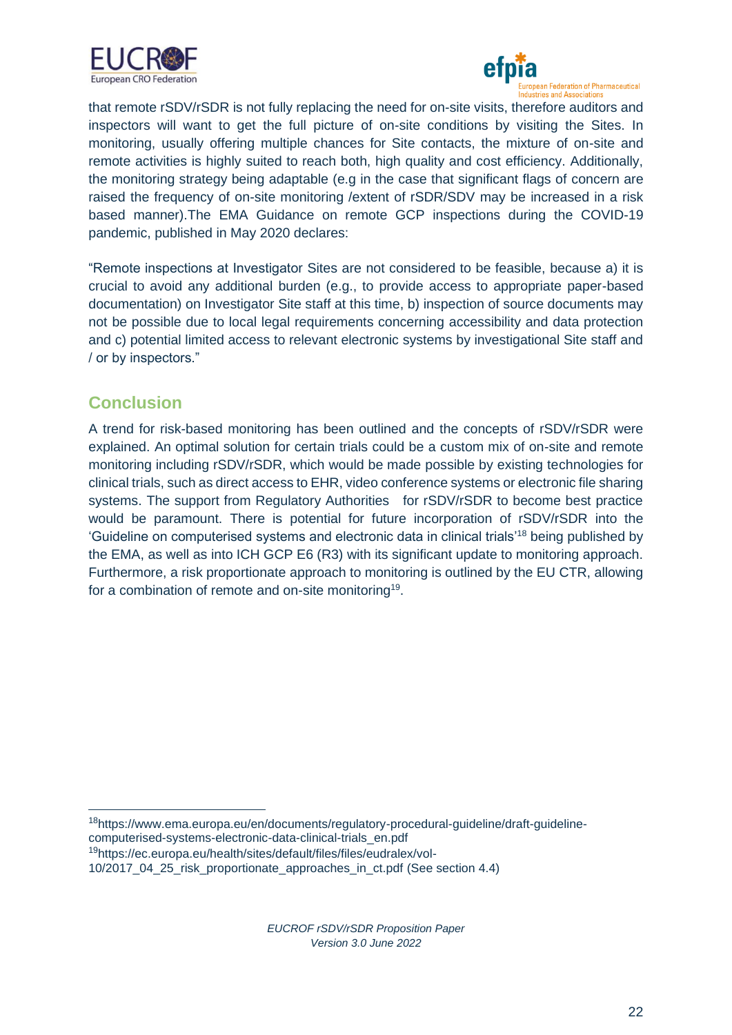that remote rSDV/rSDR is not fully replacing the need for on-site visits, therefore auditors and inspectors will want to get the full picture of on-site conditions by visiting the Sites. In monitoring, usually offering multiple chances for Site contacts, the mixture of on-site and remote activities is highly suited to reach both, high quality and cost efficiency. Additionally, the monitoring strategy being adaptable (e.g in the case that significant flags of concern are raised the frequency of on-site monitoring /extent of rSDR/SDV may be increased in a risk based manner).The EMA Guidance on remote GCP inspections during the COVID-19 pandemic, published in May 2020 declares:

"Remote inspections at Investigator Sites are not considered to be feasible, because a) it is crucial to avoid any additional burden (e.g., to provide access to appropriate paper-based documentation) on Investigator Site staff at this time, b) inspection of source documents may not be possible due to local legal requirements concerning accessibility and data protection and c) potential limited access to relevant electronic systems by investigational Site staff and / or by inspectors."

## Conclusion

A trend for risk-based monitoring has been outlined and the concepts of rSDV/rSDR were explained. An optimal solution for certain trials could be a custom mix of on-site and remote monitoring including rSDV/rSDR, which would be made possible by existing technologies for clinical trials, such as direct access to EHR, video conference systems or electronic file sharing systems. The support from Regulatory Authorities for rSDV/rSDR to become best practice would be paramount. There is potential for future incorporation of rSDV/rSDR into the 'Guideline on computerised systems and electronic data in clinical trials'[18] being published by the EMA, as well as into ICH GCP E6 (R3) with its significant update to monitoring approach. Furthermore, a risk proportionate approach to monitoring is outlined by the EU CTR, allowing for a combination of remote and on-site monitoring[19].

---

[18] https://www.ema.europa.eu/en/documents/regulatory-procedural-guideline/draft-guideline-computerised-systems-electronic-data-clinical-trials_en.pdf

[19] https://ec.europa.eu/health/sites/default/files/files/eudralex/vol-10/2017_04_25_risk_proportionate_approaches_in_ct.pdf (See section 4.4)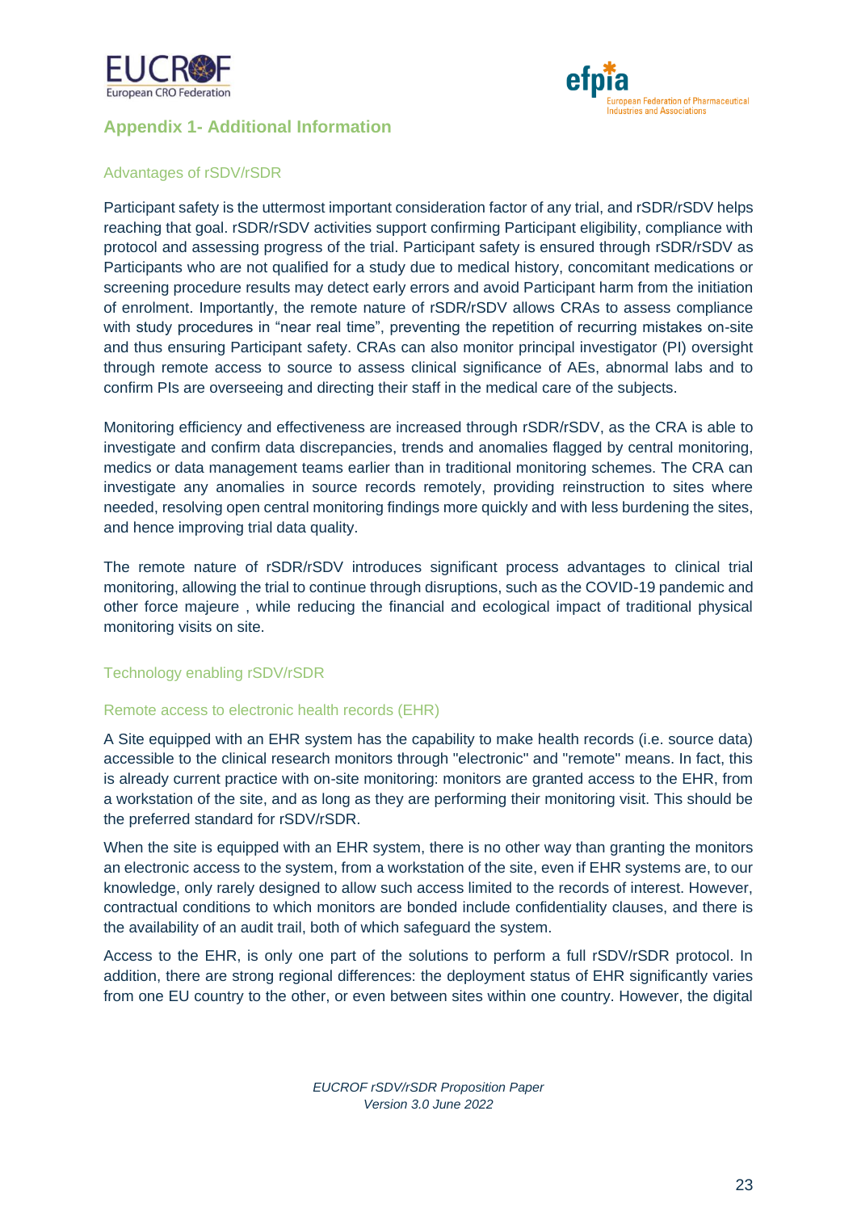## Appendix 1- Additional Information

### Advantages of rSDV/rSDR

Participant safety is the uttermost important consideration factor of any trial, and rSDR/rSDV helps reaching that goal. rSDR/rSDV activities support confirming Participant eligibility, compliance with protocol and assessing progress of the trial. Participant safety is ensured through rSDR/rSDV as Participants who are not qualified for a study due to medical history, concomitant medications or screening procedure results may detect early errors and avoid Participant harm from the initiation of enrolment. Importantly, the remote nature of rSDR/rSDV allows CRAs to assess compliance with study procedures in "near real time", preventing the repetition of recurring mistakes on-site and thus ensuring Participant safety. CRAs can also monitor principal investigator (PI) oversight through remote access to source to assess clinical significance of AEs, abnormal labs and to confirm PIs are overseeing and directing their staff in the medical care of the subjects.

Monitoring efficiency and effectiveness are increased through rSDR/rSDV, as the CRA is able to investigate and confirm data discrepancies, trends and anomalies flagged by central monitoring, medics or data management teams earlier than in traditional monitoring schemes. The CRA can investigate any anomalies in source records remotely, providing reinstruction to sites where needed, resolving open central monitoring findings more quickly and with less burdening the sites, and hence improving trial data quality.

The remote nature of rSDR/rSDV introduces significant process advantages to clinical trial monitoring, allowing the trial to continue through disruptions, such as the COVID-19 pandemic and other force majeure , while reducing the financial and ecological impact of traditional physical monitoring visits on site.

### Technology enabling rSDV/rSDR

#### Remote access to electronic health records (EHR)

A Site equipped with an EHR system has the capability to make health records (i.e. source data) accessible to the clinical research monitors through "electronic" and "remote" means. In fact, this is already current practice with on-site monitoring: monitors are granted access to the EHR, from a workstation of the site, and as long as they are performing their monitoring visit. This should be the preferred standard for rSDV/rSDR.

When the site is equipped with an EHR system, there is no other way than granting the monitors an electronic access to the system, from a workstation of the site, even if EHR systems are, to our knowledge, only rarely designed to allow such access limited to the records of interest. However, contractual conditions to which monitors are bonded include confidentiality clauses, and there is the availability of an audit trail, both of which safeguard the system.

Access to the EHR, is only one part of the solutions to perform a full rSDV/rSDR protocol. In addition, there are strong regional differences: the deployment status of EHR significantly varies from one EU country to the other, or even between sites within one country. However, the digital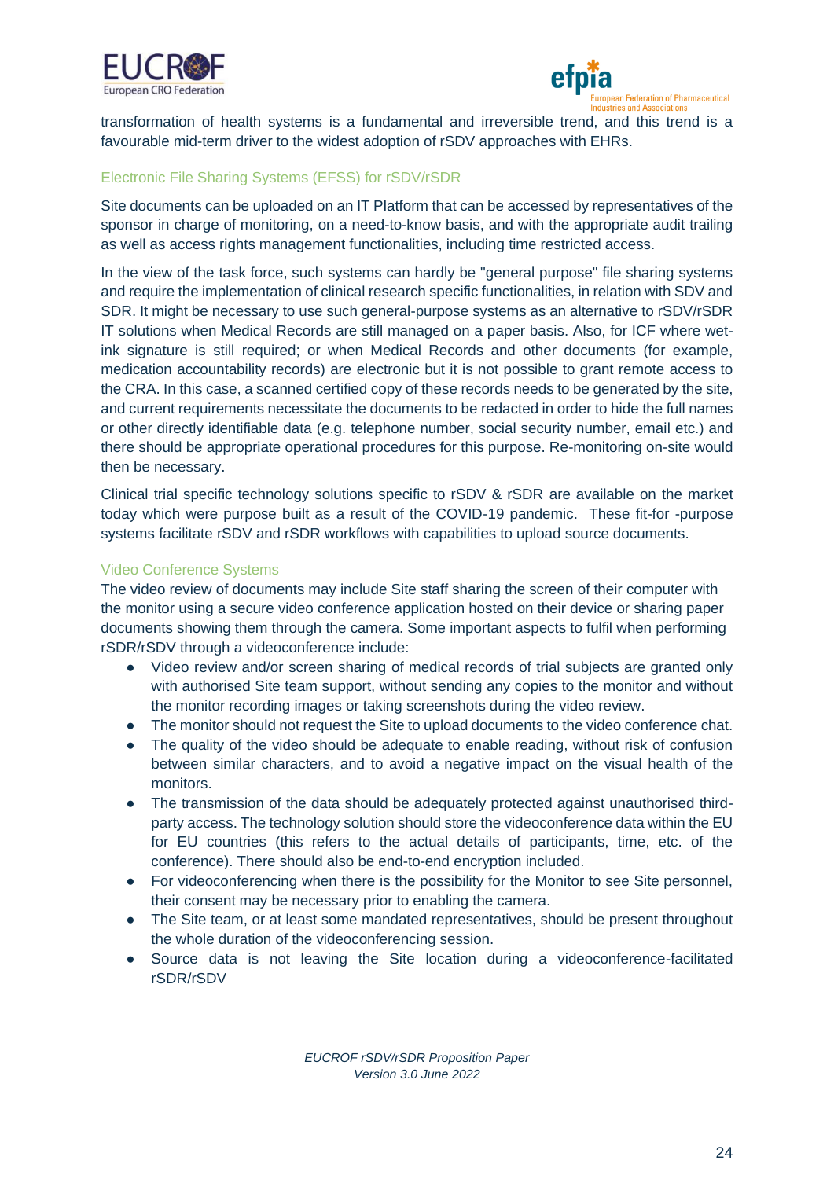transformation of health systems is a fundamental and irreversible trend, and this trend is a favourable mid-term driver to the widest adoption of rSDV approaches with EHRs.

### Electronic File Sharing Systems (EFSS) for rSDV/rSDR

Site documents can be uploaded on an IT Platform that can be accessed by representatives of the sponsor in charge of monitoring, on a need-to-know basis, and with the appropriate audit trailing as well as access rights management functionalities, including time restricted access.

In the view of the task force, such systems can hardly be "general purpose" file sharing systems and require the implementation of clinical research specific functionalities, in relation with SDV and SDR. It might be necessary to use such general-purpose systems as an alternative to rSDV/rSDR IT solutions when Medical Records are still managed on a paper basis. Also, for ICF where wet-ink signature is still required; or when Medical Records and other documents (for example, medication accountability records) are electronic but it is not possible to grant remote access to the CRA. In this case, a scanned certified copy of these records needs to be generated by the site, and current requirements necessitate the documents to be redacted in order to hide the full names or other directly identifiable data (e.g. telephone number, social security number, email etc.) and there should be appropriate operational procedures for this purpose. Re-monitoring on-site would then be necessary.

Clinical trial specific technology solutions specific to rSDV & rSDR are available on the market today which were purpose built as a result of the COVID-19 pandemic. These fit-for -purpose systems facilitate rSDV and rSDR workflows with capabilities to upload source documents.

### Video Conference Systems

The video review of documents may include Site staff sharing the screen of their computer with the monitor using a secure video conference application hosted on their device or sharing paper documents showing them through the camera. Some important aspects to fulfil when performing rSDR/rSDV through a videoconference include:

- Video review and/or screen sharing of medical records of trial subjects are granted only with authorised Site team support, without sending any copies to the monitor and without the monitor recording images or taking screenshots during the video review.
- The monitor should not request the Site to upload documents to the video conference chat.
- The quality of the video should be adequate to enable reading, without risk of confusion between similar characters, and to avoid a negative impact on the visual health of the monitors.
- The transmission of the data should be adequately protected against unauthorised third-party access. The technology solution should store the videoconference data within the EU for EU countries (this refers to the actual details of participants, time, etc. of the conference). There should also be end-to-end encryption included.
- For videoconferencing when there is the possibility for the Monitor to see Site personnel, their consent may be necessary prior to enabling the camera.
- The Site team, or at least some mandated representatives, should be present throughout the whole duration of the videoconferencing session.
- Source data is not leaving the Site location during a videoconference-facilitated rSDR/rSDV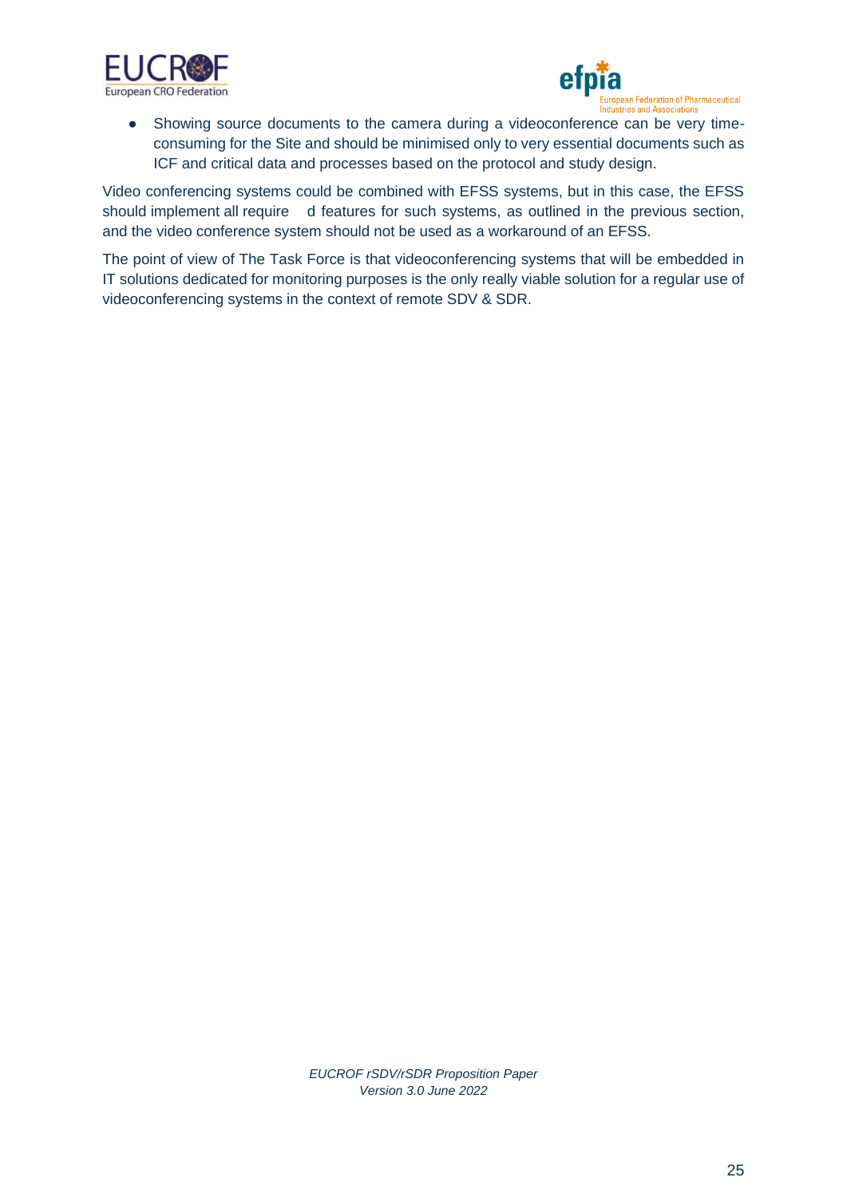- Showing source documents to the camera during a videoconference can be very time-consuming for the Site and should be minimised only to very essential documents such as ICF and critical data and processes based on the protocol and study design.

Video conferencing systems could be combined with EFSS systems, but in this case, the EFSS should implement all required features for such systems, as outlined in the previous section, and the video conference system should not be used as a workaround of an EFSS.

The point of view of The Task Force is that videoconferencing systems that will be embedded in IT solutions dedicated for monitoring purposes is the only really viable solution for a regular use of videoconferencing systems in the context of remote SDV & SDR.